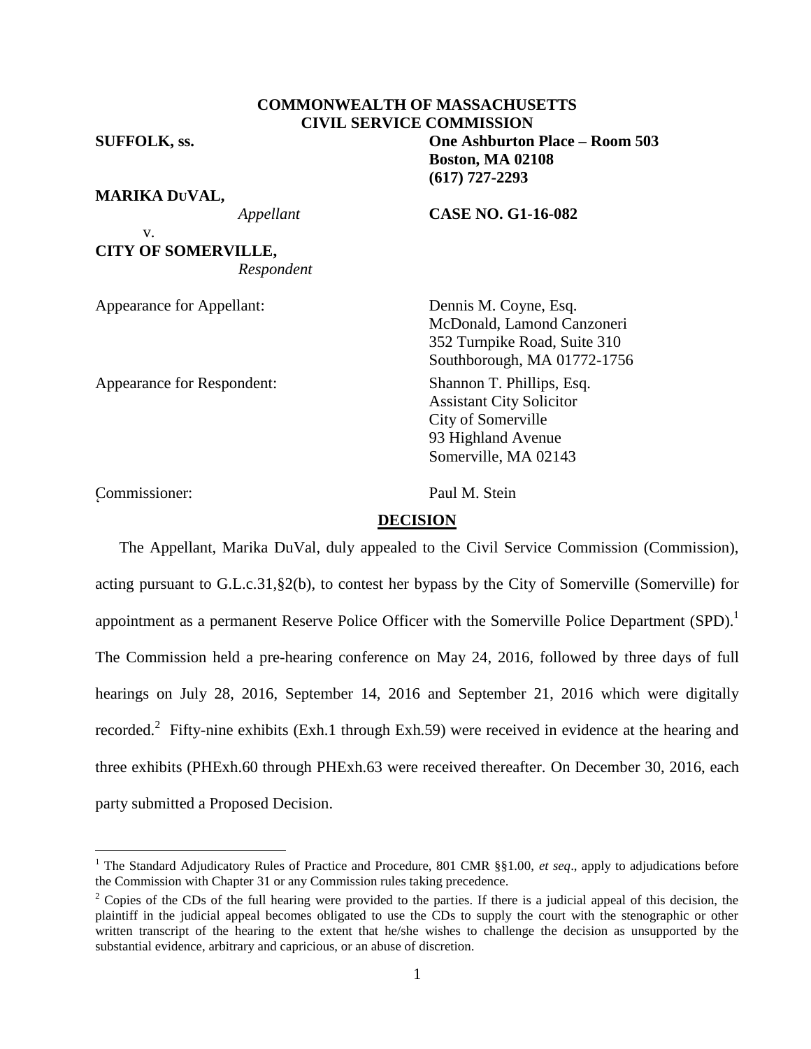**COMMONWEALTH OF MASSACHUSETTS**
**CIVIL SERVICE COMMISSION**

**SUFFOLK, ss.** **One Ashburton Place – Room 503**
**Boston, MA 02108**
**(617) 727-2293**

**MARIKA DUVAL,**
*Appellant* **CASE NO. G1-16-082**

v.

**CITY OF SOMERVILLE,**
*Respondent*

Appearance for Appellant: Dennis M. Coyne, Esq.
McDonald, Lamond Canzoneri
352 Turnpike Road, Suite 310
Southborough, MA 01772-1756

Appearance for Respondent: Shannon T. Phillips, Esq.
Assistant City Solicitor
City of Somerville
93 Highland Avenue
Somerville, MA 02143

Commissioner: Paul M. Stein

**DECISION**

The Appellant, Marika DuVal, duly appealed to the Civil Service Commission (Commission), acting pursuant to G.L.c.31,§2(b), to contest her bypass by the City of Somerville (Somerville) for appointment as a permanent Reserve Police Officer with the Somerville Police Department (SPD).[1] The Commission held a pre-hearing conference on May 24, 2016, followed by three days of full hearings on July 28, 2016, September 14, 2016 and September 21, 2016 which were digitally recorded.[2] Fifty-nine exhibits (Exh.1 through Exh.59) were received in evidence at the hearing and three exhibits (PHExh.60 through PHExh.63 were received thereafter. On December 30, 2016, each party submitted a Proposed Decision.

[1] The Standard Adjudicatory Rules of Practice and Procedure, 801 CMR §§1.00, *et seq*., apply to adjudications before the Commission with Chapter 31 or any Commission rules taking precedence.

[2] Copies of the CDs of the full hearing were provided to the parties. If there is a judicial appeal of this decision, the plaintiff in the judicial appeal becomes obligated to use the CDs to supply the court with the stenographic or other written transcript of the hearing to the extent that he/she wishes to challenge the decision as unsupported by the substantial evidence, arbitrary and capricious, or an abuse of discretion.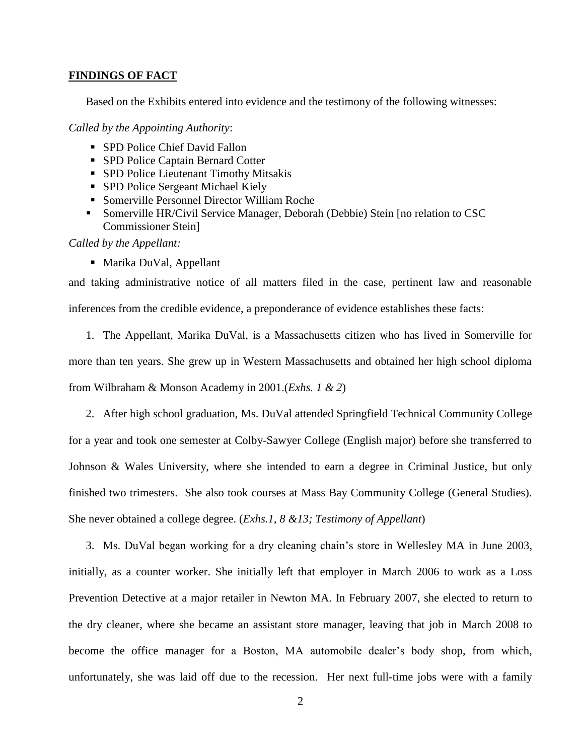## FINDINGS OF FACT

Based on the Exhibits entered into evidence and the testimony of the following witnesses:

*Called by the Appointing Authority*:

- SPD Police Chief David Fallon
- SPD Police Captain Bernard Cotter
- SPD Police Lieutenant Timothy Mitsakis
- SPD Police Sergeant Michael Kiely
- Somerville Personnel Director William Roche
- Somerville HR/Civil Service Manager, Deborah (Debbie) Stein [no relation to CSC Commissioner Stein]

*Called by the Appellant:*

- Marika DuVal, Appellant

and taking administrative notice of all matters filed in the case, pertinent law and reasonable inferences from the credible evidence, a preponderance of evidence establishes these facts:

1. The Appellant, Marika DuVal, is a Massachusetts citizen who has lived in Somerville for more than ten years. She grew up in Western Massachusetts and obtained her high school diploma from Wilbraham & Monson Academy in 2001.(*Exhs. 1 & 2*)

2. After high school graduation, Ms. DuVal attended Springfield Technical Community College for a year and took one semester at Colby-Sawyer College (English major) before she transferred to Johnson & Wales University, where she intended to earn a degree in Criminal Justice, but only finished two trimesters. She also took courses at Mass Bay Community College (General Studies). She never obtained a college degree. (*Exhs.1, 8 &13; Testimony of Appellant*)

3. Ms. DuVal began working for a dry cleaning chain's store in Wellesley MA in June 2003, initially, as a counter worker. She initially left that employer in March 2006 to work as a Loss Prevention Detective at a major retailer in Newton MA. In February 2007, she elected to return to the dry cleaner, where she became an assistant store manager, leaving that job in March 2008 to become the office manager for a Boston, MA automobile dealer's body shop, from which, unfortunately, she was laid off due to the recession. Her next full-time jobs were with a family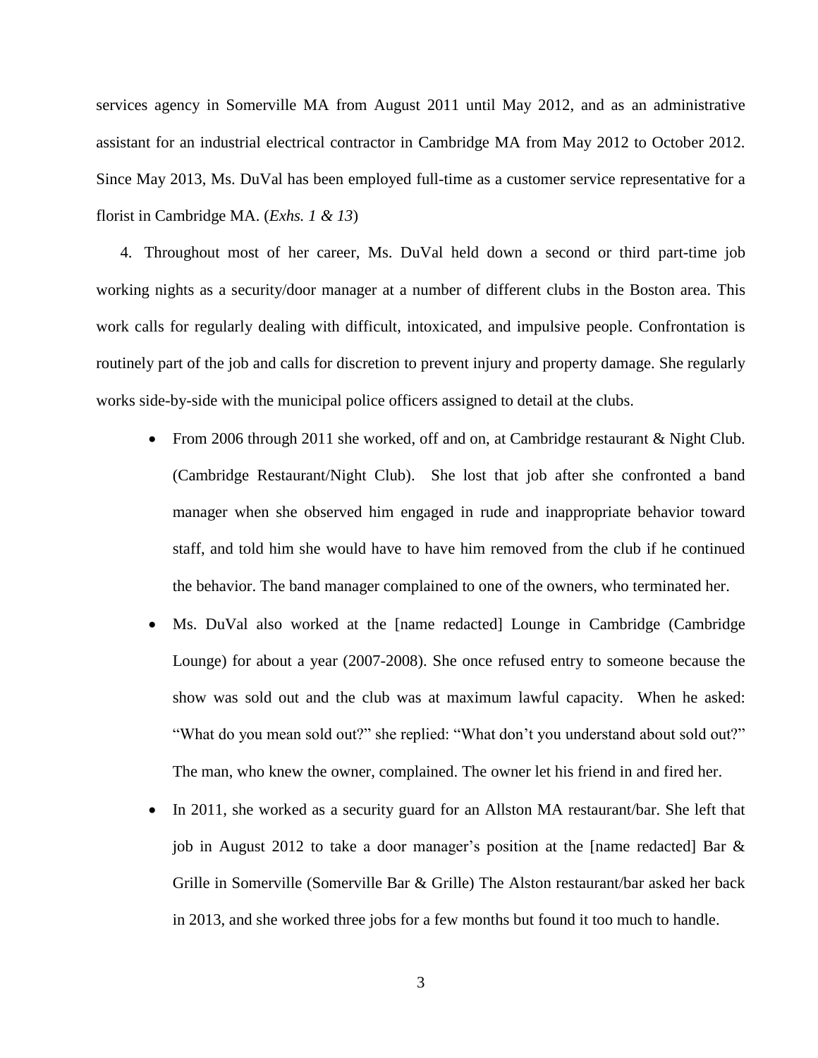services agency in Somerville MA from August 2011 until May 2012, and as an administrative assistant for an industrial electrical contractor in Cambridge MA from May 2012 to October 2012. Since May 2013, Ms. DuVal has been employed full-time as a customer service representative for a florist in Cambridge MA. (*Exhs. 1 & 13*)

4. Throughout most of her career, Ms. DuVal held down a second or third part-time job working nights as a security/door manager at a number of different clubs in the Boston area. This work calls for regularly dealing with difficult, intoxicated, and impulsive people. Confrontation is routinely part of the job and calls for discretion to prevent injury and property damage. She regularly works side-by-side with the municipal police officers assigned to detail at the clubs.

- From 2006 through 2011 she worked, off and on, at Cambridge restaurant & Night Club. (Cambridge Restaurant/Night Club). She lost that job after she confronted a band manager when she observed him engaged in rude and inappropriate behavior toward staff, and told him she would have to have him removed from the club if he continued the behavior. The band manager complained to one of the owners, who terminated her.
- Ms. DuVal also worked at the [name redacted] Lounge in Cambridge (Cambridge Lounge) for about a year (2007-2008). She once refused entry to someone because the show was sold out and the club was at maximum lawful capacity. When he asked: "What do you mean sold out?" she replied: "What don't you understand about sold out?" The man, who knew the owner, complained. The owner let his friend in and fired her.
- In 2011, she worked as a security guard for an Allston MA restaurant/bar. She left that job in August 2012 to take a door manager's position at the [name redacted] Bar & Grille in Somerville (Somerville Bar & Grille) The Alston restaurant/bar asked her back in 2013, and she worked three jobs for a few months but found it too much to handle.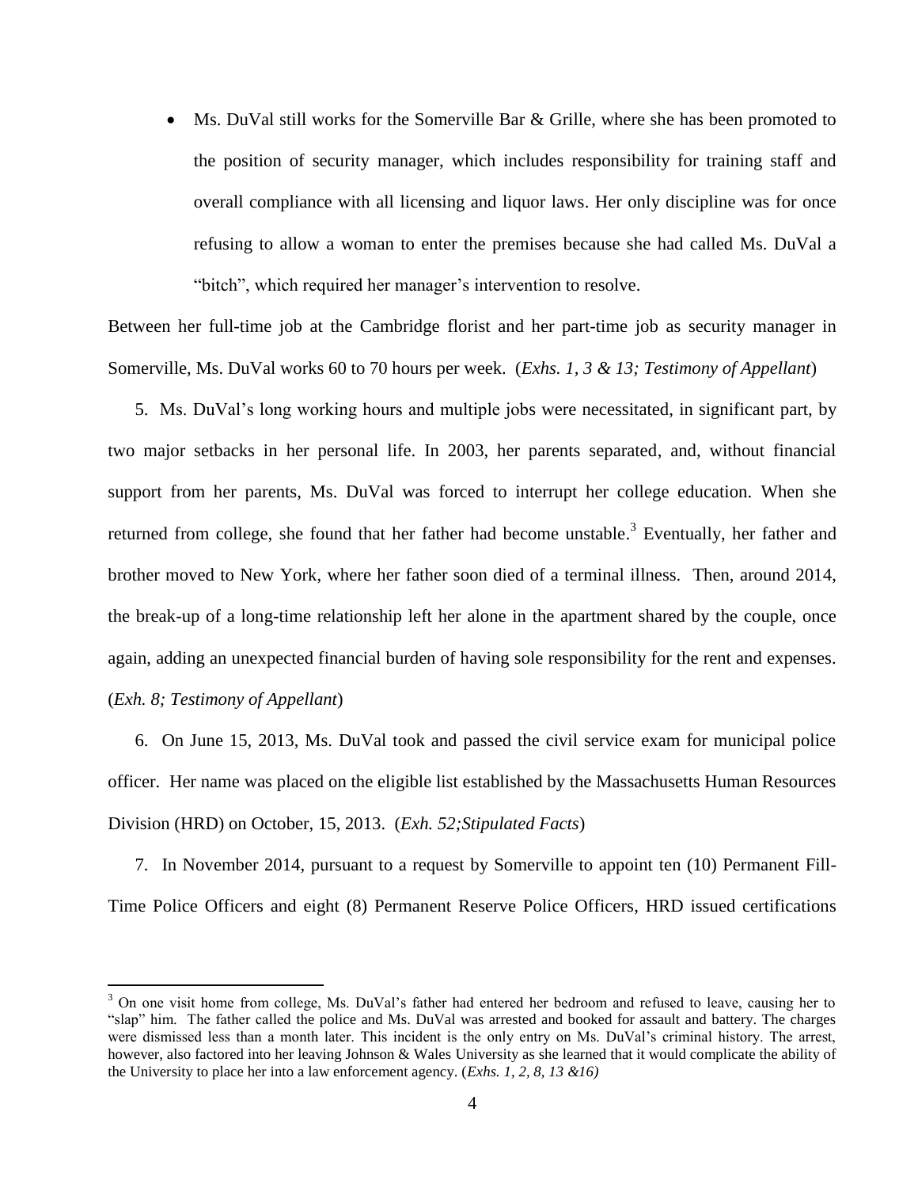- Ms. DuVal still works for the Somerville Bar & Grille, where she has been promoted to the position of security manager, which includes responsibility for training staff and overall compliance with all licensing and liquor laws. Her only discipline was for once refusing to allow a woman to enter the premises because she had called Ms. DuVal a "bitch", which required her manager's intervention to resolve.

Between her full-time job at the Cambridge florist and her part-time job as security manager in Somerville, Ms. DuVal works 60 to 70 hours per week. (*Exhs. 1, 3 & 13; Testimony of Appellant*)

5. Ms. DuVal's long working hours and multiple jobs were necessitated, in significant part, by two major setbacks in her personal life. In 2003, her parents separated, and, without financial support from her parents, Ms. DuVal was forced to interrupt her college education. When she returned from college, she found that her father had become unstable.[3] Eventually, her father and brother moved to New York, where her father soon died of a terminal illness. Then, around 2014, the break-up of a long-time relationship left her alone in the apartment shared by the couple, once again, adding an unexpected financial burden of having sole responsibility for the rent and expenses. (*Exh. 8; Testimony of Appellant*)

6. On June 15, 2013, Ms. DuVal took and passed the civil service exam for municipal police officer. Her name was placed on the eligible list established by the Massachusetts Human Resources Division (HRD) on October, 15, 2013. (*Exh. 52;Stipulated Facts*)

7. In November 2014, pursuant to a request by Somerville to appoint ten (10) Permanent Fill-Time Police Officers and eight (8) Permanent Reserve Police Officers, HRD issued certifications

---

[3] On one visit home from college, Ms. DuVal's father had entered her bedroom and refused to leave, causing her to "slap" him. The father called the police and Ms. DuVal was arrested and booked for assault and battery. The charges were dismissed less than a month later. This incident is the only entry on Ms. DuVal's criminal history. The arrest, however, also factored into her leaving Johnson & Wales University as she learned that it would complicate the ability of the University to place her into a law enforcement agency. (*Exhs. 1, 2, 8, 13 &16)*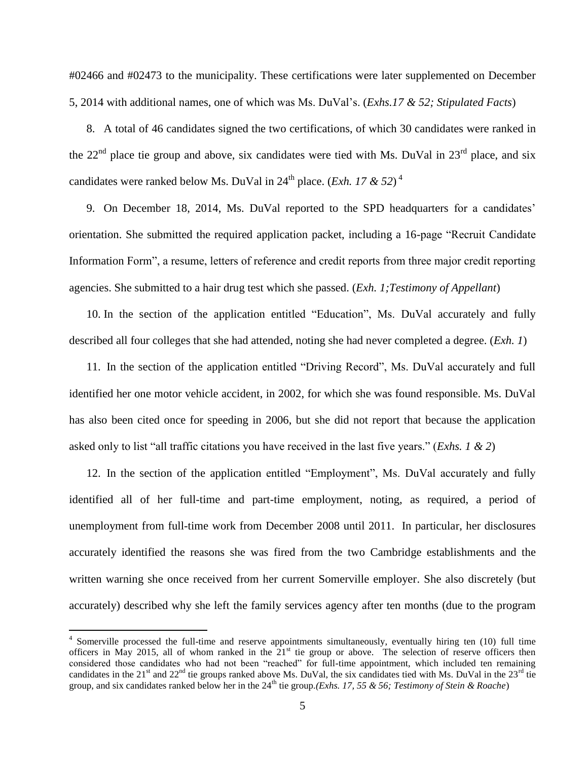#02466 and #02473 to the municipality. These certifications were later supplemented on December 5, 2014 with additional names, one of which was Ms. DuVal's. (*Exhs.17 & 52; Stipulated Facts*)

8. A total of 46 candidates signed the two certifications, of which 30 candidates were ranked in the 22nd place tie group and above, six candidates were tied with Ms. DuVal in 23rd place, and six candidates were ranked below Ms. DuVal in 24th place. (*Exh. 17 & 52*) [4]

9. On December 18, 2014, Ms. DuVal reported to the SPD headquarters for a candidates' orientation. She submitted the required application packet, including a 16-page "Recruit Candidate Information Form", a resume, letters of reference and credit reports from three major credit reporting agencies. She submitted to a hair drug test which she passed. (*Exh. 1;Testimony of Appellant*)

10. In the section of the application entitled "Education", Ms. DuVal accurately and fully described all four colleges that she had attended, noting she had never completed a degree. (*Exh. 1*)

11. In the section of the application entitled "Driving Record", Ms. DuVal accurately and full identified her one motor vehicle accident, in 2002, for which she was found responsible. Ms. DuVal has also been cited once for speeding in 2006, but she did not report that because the application asked only to list "all traffic citations you have received in the last five years." (*Exhs. 1 & 2*)

12. In the section of the application entitled "Employment", Ms. DuVal accurately and fully identified all of her full-time and part-time employment, noting, as required, a period of unemployment from full-time work from December 2008 until 2011. In particular, her disclosures accurately identified the reasons she was fired from the two Cambridge establishments and the written warning she once received from her current Somerville employer. She also discretely (but accurately) described why she left the family services agency after ten months (due to the program

---

[4] Somerville processed the full-time and reserve appointments simultaneously, eventually hiring ten (10) full time officers in May 2015, all of whom ranked in the 21st tie group or above. The selection of reserve officers then considered those candidates who had not been "reached" for full-time appointment, which included ten remaining candidates in the 21st and 22nd tie groups ranked above Ms. DuVal, the six candidates tied with Ms. DuVal in the 23rd tie group, and six candidates ranked below her in the 24th tie group.*(Exhs. 17, 55 & 56; Testimony of Stein & Roache*)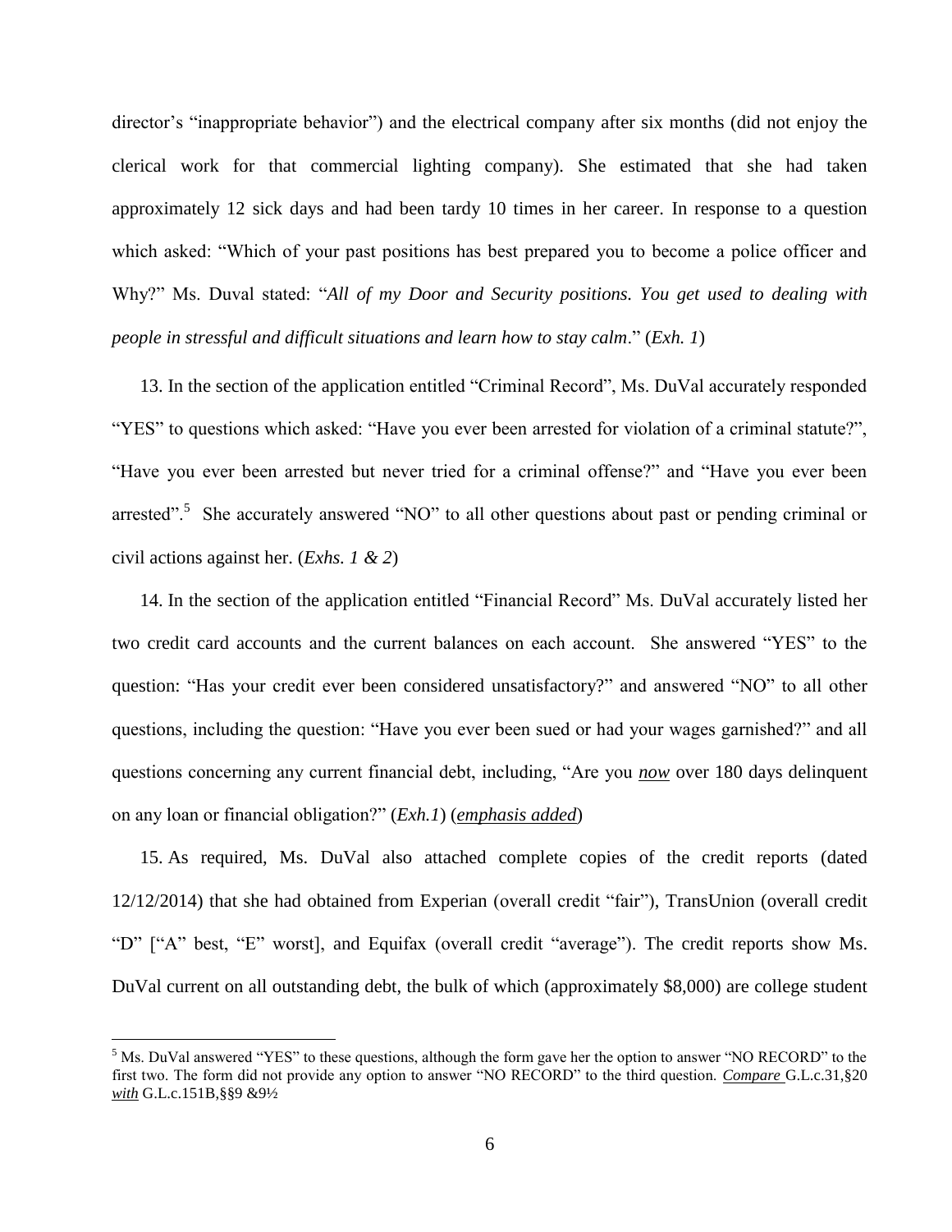director's "inappropriate behavior") and the electrical company after six months (did not enjoy the clerical work for that commercial lighting company). She estimated that she had taken approximately 12 sick days and had been tardy 10 times in her career. In response to a question which asked: "Which of your past positions has best prepared you to become a police officer and Why?" Ms. Duval stated: "*All of my Door and Security positions. You get used to dealing with people in stressful and difficult situations and learn how to stay calm*." (*Exh. 1*)

13. In the section of the application entitled "Criminal Record", Ms. DuVal accurately responded "YES" to questions which asked: "Have you ever been arrested for violation of a criminal statute?", "Have you ever been arrested but never tried for a criminal offense?" and "Have you ever been arrested".[5] She accurately answered "NO" to all other questions about past or pending criminal or civil actions against her. (*Exhs. 1 & 2*)

14. In the section of the application entitled "Financial Record" Ms. DuVal accurately listed her two credit card accounts and the current balances on each account. She answered "YES" to the question: "Has your credit ever been considered unsatisfactory?" and answered "NO" to all other questions, including the question: "Have you ever been sued or had your wages garnished?" and all questions concerning any current financial debt, including, "Are you ***now*** over 180 days delinquent on any loan or financial obligation?" (*Exh.1*) (***emphasis added***)

15. As required, Ms. DuVal also attached complete copies of the credit reports (dated 12/12/2014) that she had obtained from Experian (overall credit "fair"), TransUnion (overall credit "D" ["A" best, "E" worst], and Equifax (overall credit "average"). The credit reports show Ms. DuVal current on all outstanding debt, the bulk of which (approximately $8,000) are college student

---

[5] Ms. DuVal answered "YES" to these questions, although the form gave her the option to answer "NO RECORD" to the first two. The form did not provide any option to answer "NO RECORD" to the third question. ***Compare*** G.L.c.31,§20 ***with*** G.L.c.151B,§§9 &9½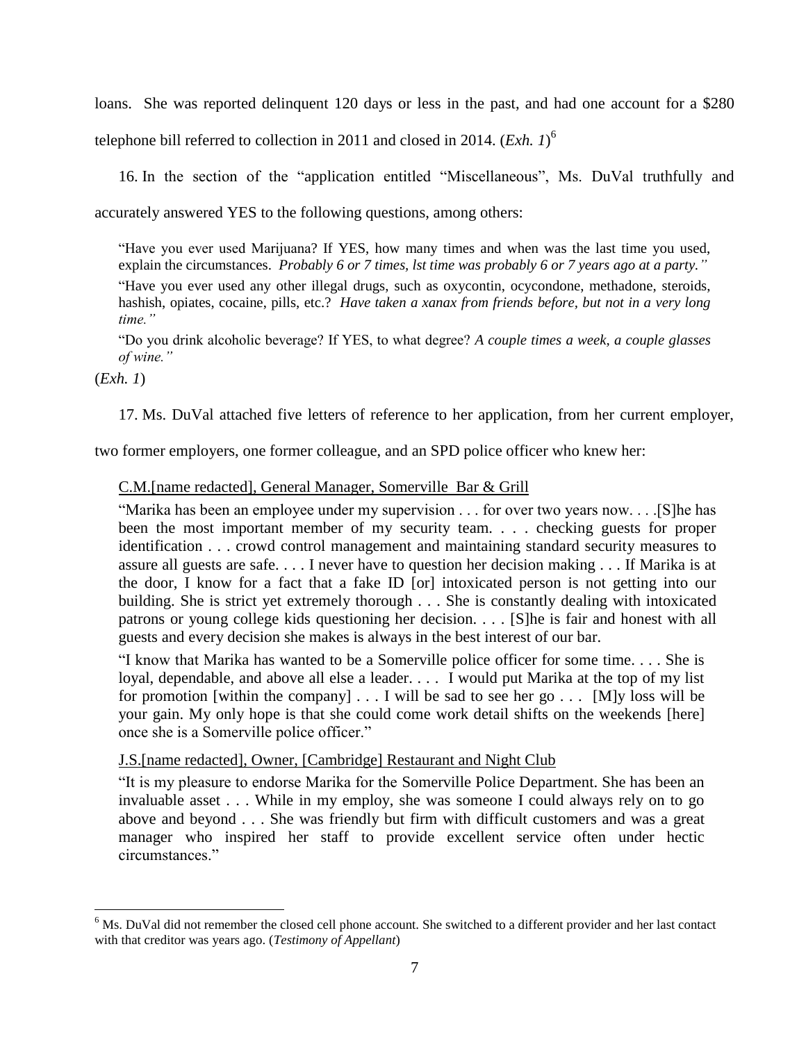loans. She was reported delinquent 120 days or less in the past, and had one account for a $280 telephone bill referred to collection in 2011 and closed in 2014. (*Exh. 1*)[6]

16. In the section of the "application entitled "Miscellaneous", Ms. DuVal truthfully and accurately answered YES to the following questions, among others:

> "Have you ever used Marijuana? If YES, how many times and when was the last time you used, explain the circumstances. *Probably 6 or 7 times, lst time was probably 6 or 7 years ago at a party."*
>
> "Have you ever used any other illegal drugs, such as oxycontin, ocycondone, methadone, steroids, hashish, opiates, cocaine, pills, etc.? *Have taken a xanax from friends before, but not in a very long time."*
>
> "Do you drink alcoholic beverage? If YES, to what degree? *A couple times a week, a couple glasses of wine."*

(*Exh. 1*)

17. Ms. DuVal attached five letters of reference to her application, from her current employer, two former employers, one former colleague, and an SPD police officer who knew her:

> <u>C.M.[name redacted], General Manager, Somerville Bar & Grill</u>
>
> "Marika has been an employee under my supervision . . . for over two years now. . . .[S]he has been the most important member of my security team. . . . checking guests for proper identification . . . crowd control management and maintaining standard security measures to assure all guests are safe. . . . I never have to question her decision making . . . If Marika is at the door, I know for a fact that a fake ID [or] intoxicated person is not getting into our building. She is strict yet extremely thorough . . . She is constantly dealing with intoxicated patrons or young college kids questioning her decision. . . . [S]he is fair and honest with all guests and every decision she makes is always in the best interest of our bar.
>
> "I know that Marika has wanted to be a Somerville police officer for some time. . . . She is loyal, dependable, and above all else a leader. . . . I would put Marika at the top of my list for promotion [within the company] . . . I will be sad to see her go . . . [M]y loss will be your gain. My only hope is that she could come work detail shifts on the weekends [here] once she is a Somerville police officer."
>
> <u>J.S.[name redacted], Owner, [Cambridge] Restaurant and Night Club</u>
>
> "It is my pleasure to endorse Marika for the Somerville Police Department. She has been an invaluable asset . . . While in my employ, she was someone I could always rely on to go above and beyond . . . She was friendly but firm with difficult customers and was a great manager who inspired her staff to provide excellent service often under hectic circumstances."

---

[6] Ms. DuVal did not remember the closed cell phone account. She switched to a different provider and her last contact with that creditor was years ago. (*Testimony of Appellant*)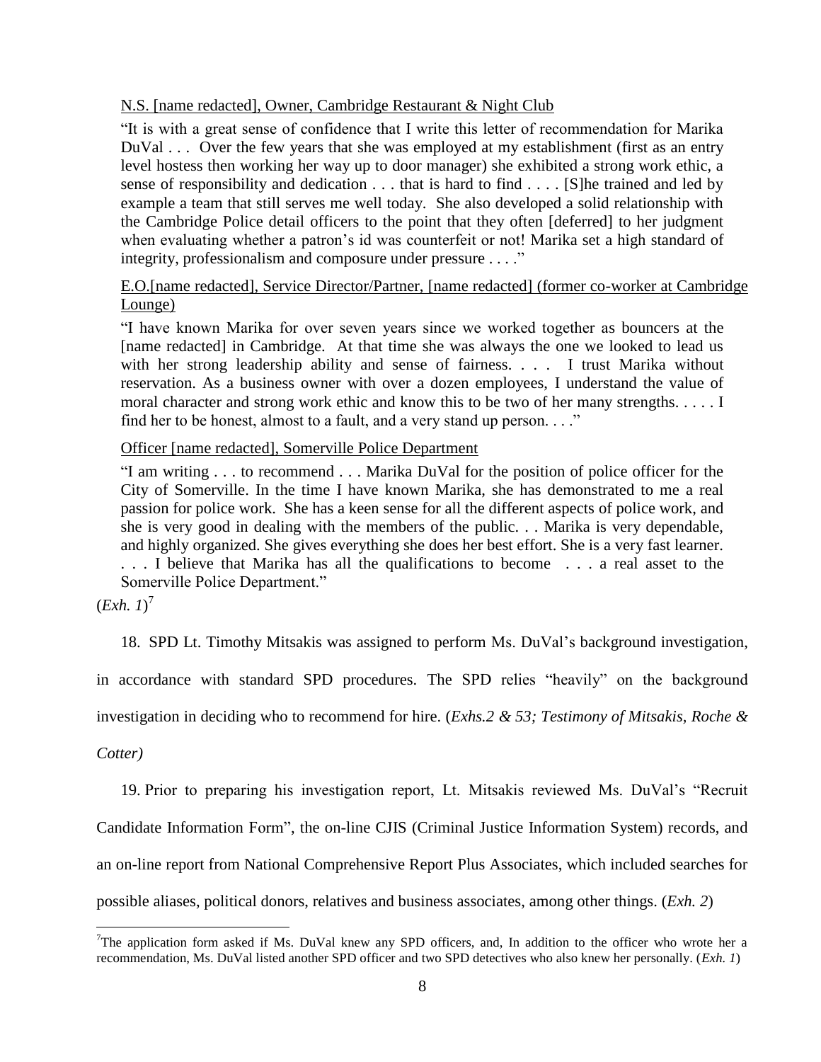N.S. [name redacted], Owner, Cambridge Restaurant & Night Club

"It is with a great sense of confidence that I write this letter of recommendation for Marika DuVal . . . Over the few years that she was employed at my establishment (first as an entry level hostess then working her way up to door manager) she exhibited a strong work ethic, a sense of responsibility and dedication . . . that is hard to find . . . . [S]he trained and led by example a team that still serves me well today. She also developed a solid relationship with the Cambridge Police detail officers to the point that they often [deferred] to her judgment when evaluating whether a patron's id was counterfeit or not! Marika set a high standard of integrity, professionalism and composure under pressure . . . ."

E.O.[name redacted], Service Director/Partner, [name redacted] (former co-worker at Cambridge Lounge)

"I have known Marika for over seven years since we worked together as bouncers at the [name redacted] in Cambridge. At that time she was always the one we looked to lead us with her strong leadership ability and sense of fairness. . . . I trust Marika without reservation. As a business owner with over a dozen employees, I understand the value of moral character and strong work ethic and know this to be two of her many strengths. . . . . I find her to be honest, almost to a fault, and a very stand up person. . . ."

Officer [name redacted], Somerville Police Department

"I am writing . . . to recommend . . . Marika DuVal for the position of police officer for the City of Somerville. In the time I have known Marika, she has demonstrated to me a real passion for police work. She has a keen sense for all the different aspects of police work, and she is very good in dealing with the members of the public. . . Marika is very dependable, and highly organized. She gives everything she does her best effort. She is a very fast learner. . . . I believe that Marika has all the qualifications to become . . . a real asset to the Somerville Police Department."

(*Exh. 1*)[7]

18. SPD Lt. Timothy Mitsakis was assigned to perform Ms. DuVal's background investigation, in accordance with standard SPD procedures. The SPD relies "heavily" on the background investigation in deciding who to recommend for hire. (*Exhs.2 & 53; Testimony of Mitsakis, Roche & Cotter)*

19. Prior to preparing his investigation report, Lt. Mitsakis reviewed Ms. DuVal's "Recruit Candidate Information Form", the on-line CJIS (Criminal Justice Information System) records, and an on-line report from National Comprehensive Report Plus Associates, which included searches for possible aliases, political donors, relatives and business associates, among other things. (*Exh. 2*)

[7] The application form asked if Ms. DuVal knew any SPD officers, and, In addition to the officer who wrote her a recommendation, Ms. DuVal listed another SPD officer and two SPD detectives who also knew her personally. (*Exh. 1*)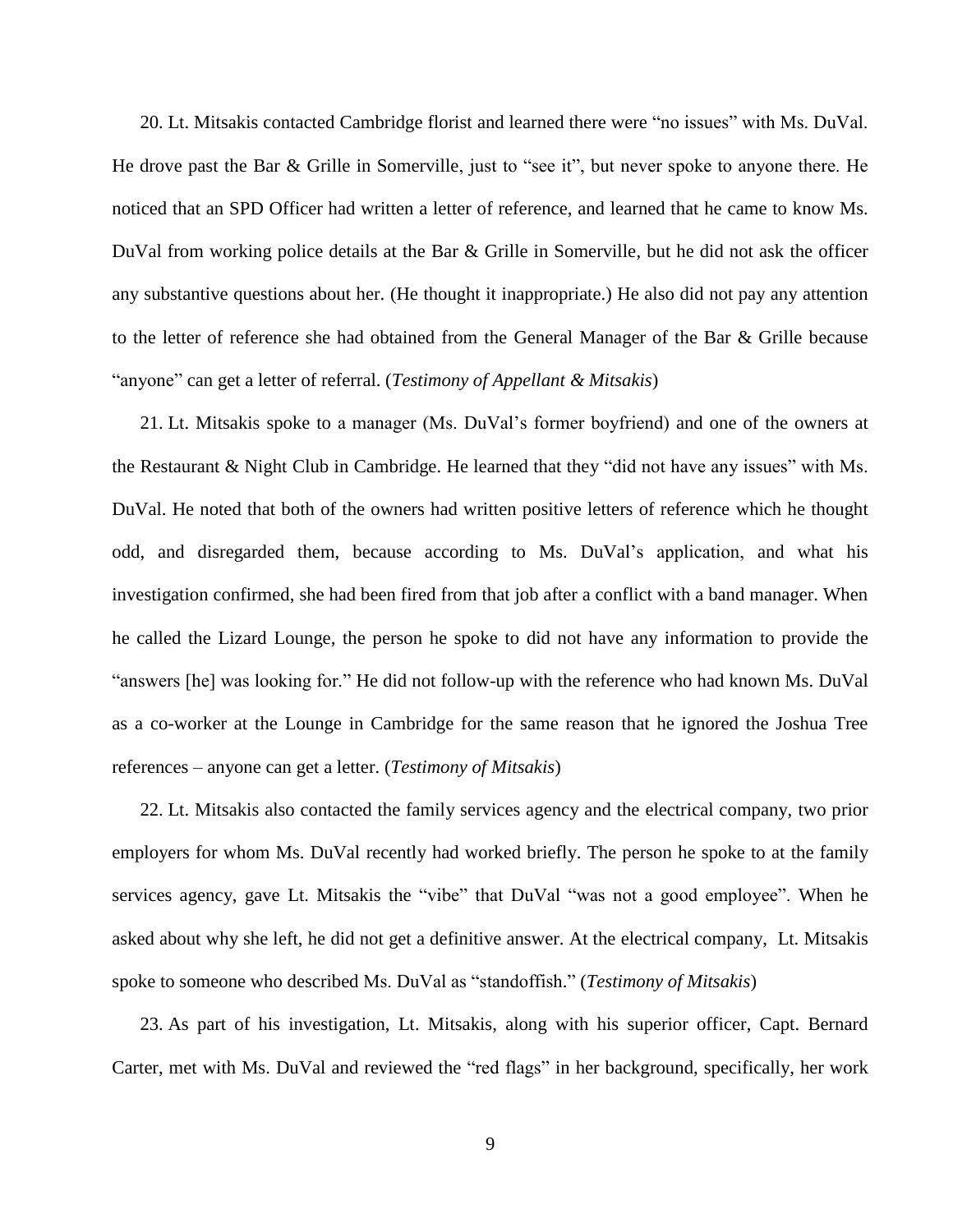20. Lt. Mitsakis contacted Cambridge florist and learned there were "no issues" with Ms. DuVal. He drove past the Bar & Grille in Somerville, just to "see it", but never spoke to anyone there. He noticed that an SPD Officer had written a letter of reference, and learned that he came to know Ms. DuVal from working police details at the Bar & Grille in Somerville, but he did not ask the officer any substantive questions about her. (He thought it inappropriate.) He also did not pay any attention to the letter of reference she had obtained from the General Manager of the Bar & Grille because "anyone" can get a letter of referral. (*Testimony of Appellant & Mitsakis*)

21. Lt. Mitsakis spoke to a manager (Ms. DuVal's former boyfriend) and one of the owners at the Restaurant & Night Club in Cambridge. He learned that they "did not have any issues" with Ms. DuVal. He noted that both of the owners had written positive letters of reference which he thought odd, and disregarded them, because according to Ms. DuVal's application, and what his investigation confirmed, she had been fired from that job after a conflict with a band manager. When he called the Lizard Lounge, the person he spoke to did not have any information to provide the "answers [he] was looking for." He did not follow-up with the reference who had known Ms. DuVal as a co-worker at the Lounge in Cambridge for the same reason that he ignored the Joshua Tree references – anyone can get a letter. (*Testimony of Mitsakis*)

22. Lt. Mitsakis also contacted the family services agency and the electrical company, two prior employers for whom Ms. DuVal recently had worked briefly. The person he spoke to at the family services agency, gave Lt. Mitsakis the "vibe" that DuVal "was not a good employee". When he asked about why she left, he did not get a definitive answer. At the electrical company, Lt. Mitsakis spoke to someone who described Ms. DuVal as "standoffish." (*Testimony of Mitsakis*)

23. As part of his investigation, Lt. Mitsakis, along with his superior officer, Capt. Bernard Carter, met with Ms. DuVal and reviewed the "red flags" in her background, specifically, her work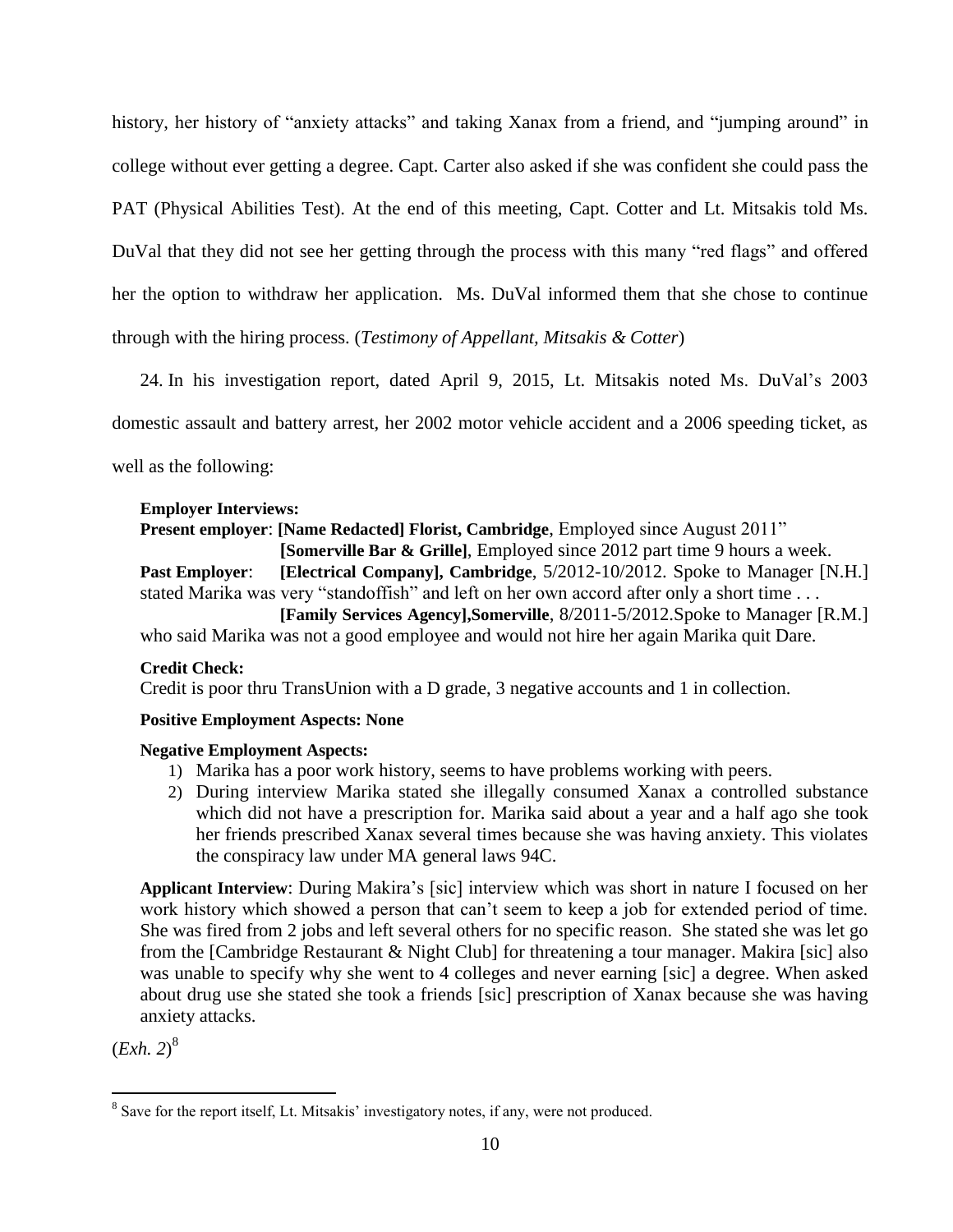history, her history of "anxiety attacks" and taking Xanax from a friend, and "jumping around" in college without ever getting a degree. Capt. Carter also asked if she was confident she could pass the PAT (Physical Abilities Test). At the end of this meeting, Capt. Cotter and Lt. Mitsakis told Ms. DuVal that they did not see her getting through the process with this many "red flags" and offered her the option to withdraw her application. Ms. DuVal informed them that she chose to continue through with the hiring process. (*Testimony of Appellant, Mitsakis & Cotter*)

24. In his investigation report, dated April 9, 2015, Lt. Mitsakis noted Ms. DuVal's 2003 domestic assault and battery arrest, her 2002 motor vehicle accident and a 2006 speeding ticket, as well as the following:

> **Employer Interviews:**
> **Present employer**: **[Name Redacted] Florist, Cambridge**, Employed since August 2011"
> **[Somerville Bar & Grille]**, Employed since 2012 part time 9 hours a week.
> **Past Employer**: **[Electrical Company], Cambridge**, 5/2012-10/2012. Spoke to Manager [N.H.] stated Marika was very "standoffish" and left on her own accord after only a short time . . .
> **[Family Services Agency],Somerville**, 8/2011-5/2012.Spoke to Manager [R.M.] who said Marika was not a good employee and would not hire her again Marika quit Dare.
>
> **Credit Check:**
> Credit is poor thru TransUnion with a D grade, 3 negative accounts and 1 in collection.
>
> **Positive Employment Aspects: None**
>
> **Negative Employment Aspects:**
> 1) Marika has a poor work history, seems to have problems working with peers.
> 2) During interview Marika stated she illegally consumed Xanax a controlled substance which did not have a prescription for. Marika said about a year and a half ago she took her friends prescribed Xanax several times because she was having anxiety. This violates the conspiracy law under MA general laws 94C.
>
> **Applicant Interview**: During Makira's [sic] interview which was short in nature I focused on her work history which showed a person that can't seem to keep a job for extended period of time. She was fired from 2 jobs and left several others for no specific reason. She stated she was let go from the [Cambridge Restaurant & Night Club] for threatening a tour manager. Makira [sic] also was unable to specify why she went to 4 colleges and never earning [sic] a degree. When asked about drug use she stated she took a friends [sic] prescription of Xanax because she was having anxiety attacks.

(*Exh. 2*)[8]

[8] Save for the report itself, Lt. Mitsakis' investigatory notes, if any, were not produced.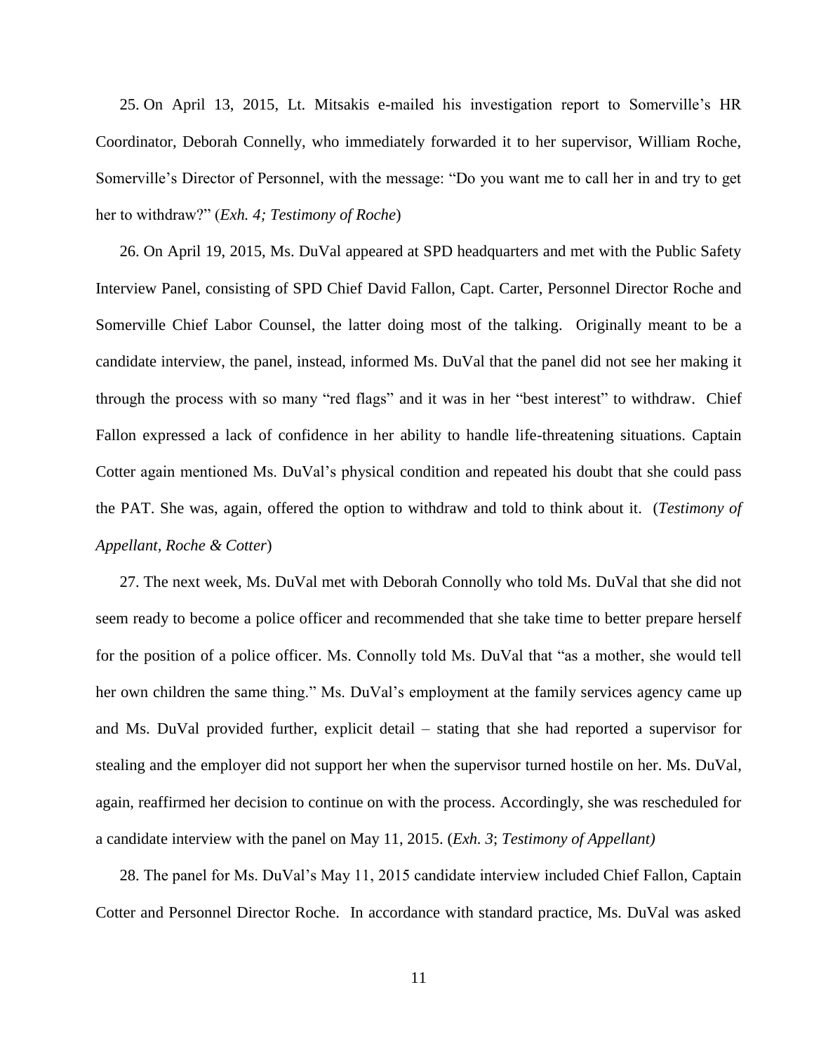25. On April 13, 2015, Lt. Mitsakis e-mailed his investigation report to Somerville's HR Coordinator, Deborah Connelly, who immediately forwarded it to her supervisor, William Roche, Somerville's Director of Personnel, with the message: "Do you want me to call her in and try to get her to withdraw?" (*Exh. 4; Testimony of Roche*)

26. On April 19, 2015, Ms. DuVal appeared at SPD headquarters and met with the Public Safety Interview Panel, consisting of SPD Chief David Fallon, Capt. Carter, Personnel Director Roche and Somerville Chief Labor Counsel, the latter doing most of the talking. Originally meant to be a candidate interview, the panel, instead, informed Ms. DuVal that the panel did not see her making it through the process with so many "red flags" and it was in her "best interest" to withdraw. Chief Fallon expressed a lack of confidence in her ability to handle life-threatening situations. Captain Cotter again mentioned Ms. DuVal's physical condition and repeated his doubt that she could pass the PAT. She was, again, offered the option to withdraw and told to think about it. (*Testimony of Appellant, Roche & Cotter*)

27. The next week, Ms. DuVal met with Deborah Connolly who told Ms. DuVal that she did not seem ready to become a police officer and recommended that she take time to better prepare herself for the position of a police officer. Ms. Connolly told Ms. DuVal that "as a mother, she would tell her own children the same thing." Ms. DuVal's employment at the family services agency came up and Ms. DuVal provided further, explicit detail – stating that she had reported a supervisor for stealing and the employer did not support her when the supervisor turned hostile on her. Ms. DuVal, again, reaffirmed her decision to continue on with the process. Accordingly, she was rescheduled for a candidate interview with the panel on May 11, 2015. (*Exh. 3*; *Testimony of Appellant)*

28. The panel for Ms. DuVal's May 11, 2015 candidate interview included Chief Fallon, Captain Cotter and Personnel Director Roche. In accordance with standard practice, Ms. DuVal was asked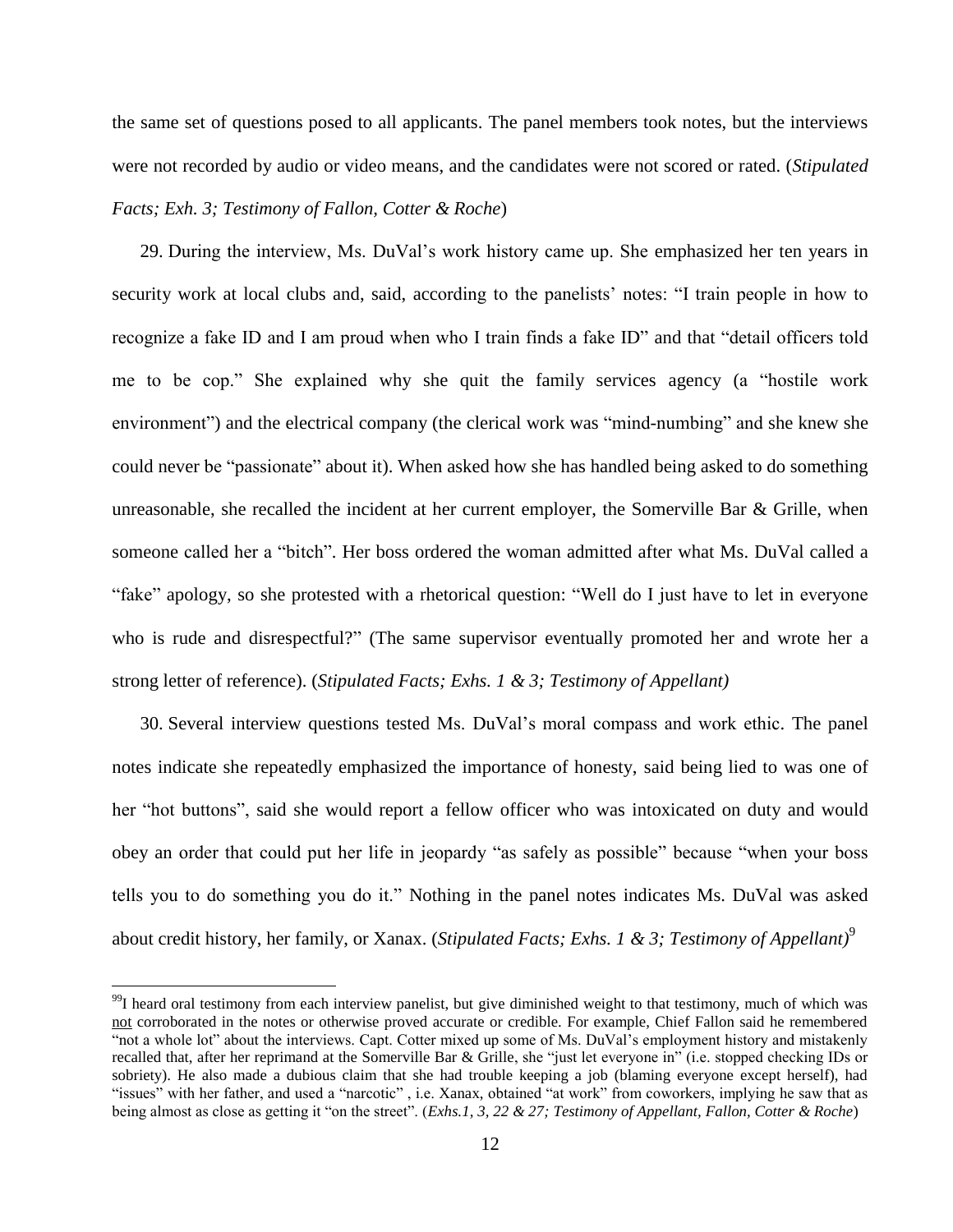the same set of questions posed to all applicants. The panel members took notes, but the interviews were not recorded by audio or video means, and the candidates were not scored or rated. (*Stipulated Facts; Exh. 3; Testimony of Fallon, Cotter & Roche*)

29. During the interview, Ms. DuVal's work history came up. She emphasized her ten years in security work at local clubs and, said, according to the panelists' notes: "I train people in how to recognize a fake ID and I am proud when who I train finds a fake ID" and that "detail officers told me to be cop." She explained why she quit the family services agency (a "hostile work environment") and the electrical company (the clerical work was "mind-numbing" and she knew she could never be "passionate" about it). When asked how she has handled being asked to do something unreasonable, she recalled the incident at her current employer, the Somerville Bar & Grille, when someone called her a "bitch". Her boss ordered the woman admitted after what Ms. DuVal called a "fake" apology, so she protested with a rhetorical question: "Well do I just have to let in everyone who is rude and disrespectful?" (The same supervisor eventually promoted her and wrote her a strong letter of reference). (*Stipulated Facts; Exhs. 1 & 3; Testimony of Appellant)*

30. Several interview questions tested Ms. DuVal's moral compass and work ethic. The panel notes indicate she repeatedly emphasized the importance of honesty, said being lied to was one of her "hot buttons", said she would report a fellow officer who was intoxicated on duty and would obey an order that could put her life in jeopardy "as safely as possible" because "when your boss tells you to do something you do it." Nothing in the panel notes indicates Ms. DuVal was asked about credit history, her family, or Xanax. (*Stipulated Facts; Exhs. 1 & 3; Testimony of Appellant)*[9]

---

[9] I heard oral testimony from each interview panelist, but give diminished weight to that testimony, much of which was not corroborated in the notes or otherwise proved accurate or credible. For example, Chief Fallon said he remembered "not a whole lot" about the interviews. Capt. Cotter mixed up some of Ms. DuVal's employment history and mistakenly recalled that, after her reprimand at the Somerville Bar & Grille, she "just let everyone in" (i.e. stopped checking IDs or sobriety). He also made a dubious claim that she had trouble keeping a job (blaming everyone except herself), had "issues" with her father, and used a "narcotic" , i.e. Xanax, obtained "at work" from coworkers, implying he saw that as being almost as close as getting it "on the street". (*Exhs.1, 3, 22 & 27; Testimony of Appellant, Fallon, Cotter & Roche*)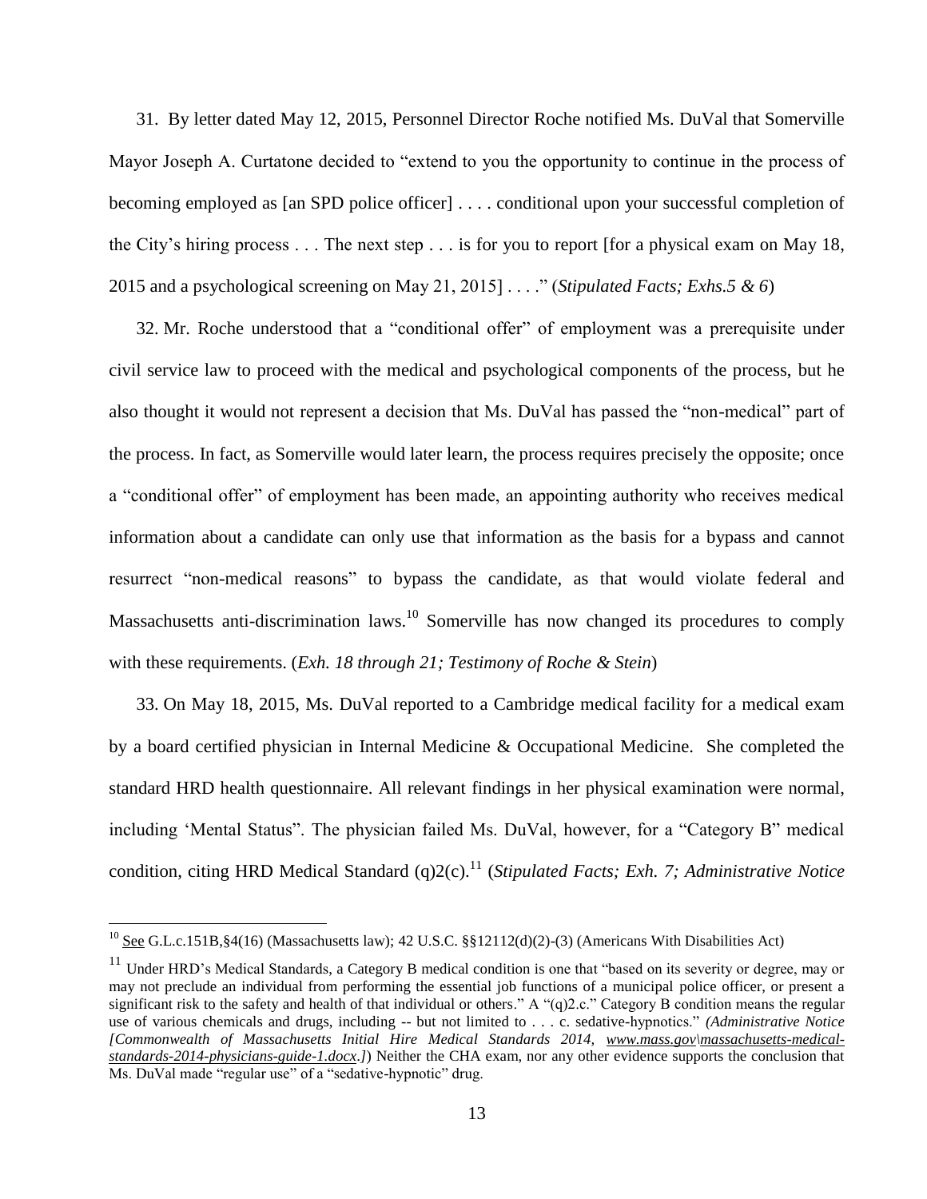31. By letter dated May 12, 2015, Personnel Director Roche notified Ms. DuVal that Somerville Mayor Joseph A. Curtatone decided to "extend to you the opportunity to continue in the process of becoming employed as [an SPD police officer] . . . . conditional upon your successful completion of the City's hiring process . . . The next step . . . is for you to report [for a physical exam on May 18, 2015 and a psychological screening on May 21, 2015] . . . ." (*Stipulated Facts; Exhs.5 & 6*)

32. Mr. Roche understood that a "conditional offer" of employment was a prerequisite under civil service law to proceed with the medical and psychological components of the process, but he also thought it would not represent a decision that Ms. DuVal has passed the "non-medical" part of the process. In fact, as Somerville would later learn, the process requires precisely the opposite; once a "conditional offer" of employment has been made, an appointing authority who receives medical information about a candidate can only use that information as the basis for a bypass and cannot resurrect "non-medical reasons" to bypass the candidate, as that would violate federal and Massachusetts anti-discrimination laws.[10] Somerville has now changed its procedures to comply with these requirements. (*Exh. 18 through 21; Testimony of Roche & Stein*)

33. On May 18, 2015, Ms. DuVal reported to a Cambridge medical facility for a medical exam by a board certified physician in Internal Medicine & Occupational Medicine. She completed the standard HRD health questionnaire. All relevant findings in her physical examination were normal, including 'Mental Status". The physician failed Ms. DuVal, however, for a "Category B" medical condition, citing HRD Medical Standard (q)2(c).[11] (*Stipulated Facts; Exh. 7; Administrative Notice*

---

[10] See G.L.c.151B,§4(16) (Massachusetts law); 42 U.S.C. §§12112(d)(2)-(3) (Americans With Disabilities Act)

[11] Under HRD's Medical Standards, a Category B medical condition is one that "based on its severity or degree, may or may not preclude an individual from performing the essential job functions of a municipal police officer, or present a significant risk to the safety and health of that individual or others." A "(q)2.c." Category B condition means the regular use of various chemicals and drugs, including -- but not limited to . . . c. sedative-hypnotics." *(Administrative Notice [Commonwealth of Massachusetts Initial Hire Medical Standards 2014, www.mass.gov\massachusetts-medical-standards-2014-physicians-guide-1.docx.]*) Neither the CHA exam, nor any other evidence supports the conclusion that Ms. DuVal made "regular use" of a "sedative-hypnotic" drug.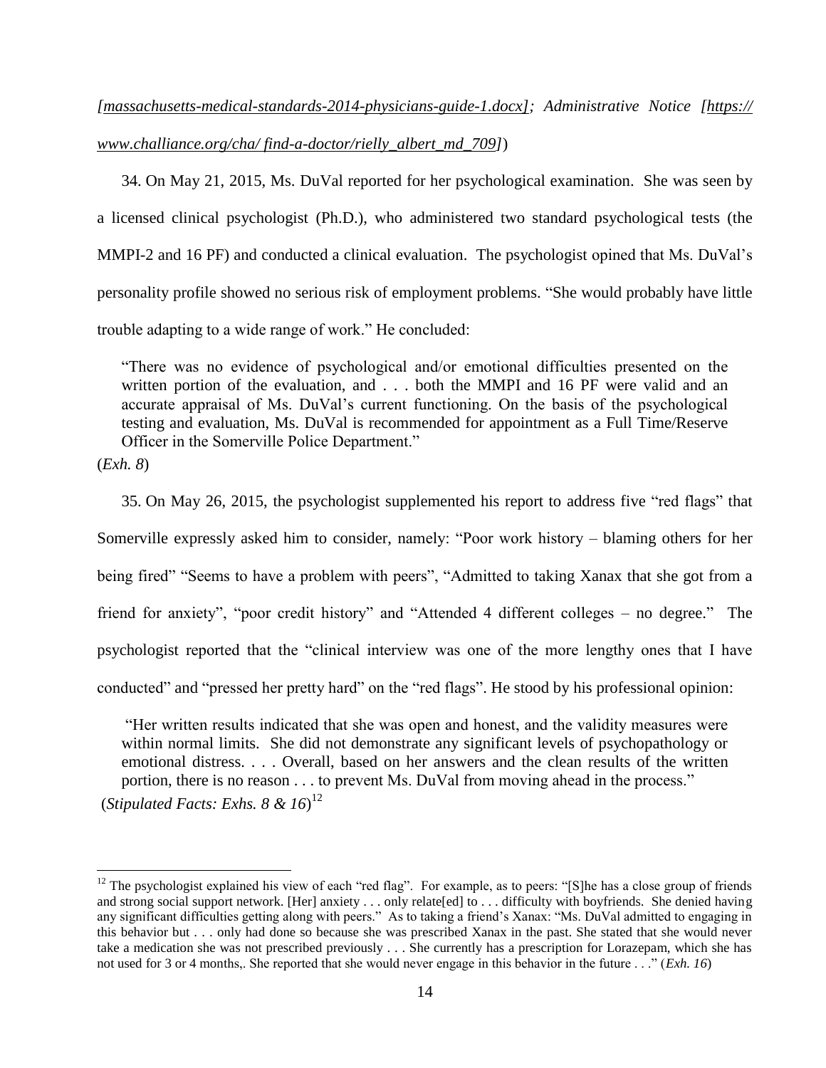*[massachusetts-medical-standards-2014-physicians-guide-1.docx]; Administrative Notice [https:// www.challiance.org/cha/ find-a-doctor/rielly_albert_md_709]*)

34. On May 21, 2015, Ms. DuVal reported for her psychological examination. She was seen by a licensed clinical psychologist (Ph.D.), who administered two standard psychological tests (the MMPI-2 and 16 PF) and conducted a clinical evaluation. The psychologist opined that Ms. DuVal's personality profile showed no serious risk of employment problems. "She would probably have little trouble adapting to a wide range of work." He concluded:

> "There was no evidence of psychological and/or emotional difficulties presented on the written portion of the evaluation, and . . . both the MMPI and 16 PF were valid and an accurate appraisal of Ms. DuVal's current functioning. On the basis of the psychological testing and evaluation, Ms. DuVal is recommended for appointment as a Full Time/Reserve Officer in the Somerville Police Department."

(*Exh. 8*)

35. On May 26, 2015, the psychologist supplemented his report to address five "red flags" that Somerville expressly asked him to consider, namely: "Poor work history – blaming others for her being fired" "Seems to have a problem with peers", "Admitted to taking Xanax that she got from a friend for anxiety", "poor credit history" and "Attended 4 different colleges – no degree." The psychologist reported that the "clinical interview was one of the more lengthy ones that I have conducted" and "pressed her pretty hard" on the "red flags". He stood by his professional opinion:

> "Her written results indicated that she was open and honest, and the validity measures were within normal limits. She did not demonstrate any significant levels of psychopathology or emotional distress. . . . Overall, based on her answers and the clean results of the written portion, there is no reason . . . to prevent Ms. DuVal from moving ahead in the process."

(*Stipulated Facts: Exhs. 8 & 16*)[12]

---

[12] The psychologist explained his view of each "red flag". For example, as to peers: "[S]he has a close group of friends and strong social support network. [Her] anxiety . . . only relate[ed] to . . . difficulty with boyfriends. She denied having any significant difficulties getting along with peers." As to taking a friend's Xanax: "Ms. DuVal admitted to engaging in this behavior but . . . only had done so because she was prescribed Xanax in the past. She stated that she would never take a medication she was not prescribed previously . . . She currently has a prescription for Lorazepam, which she has not used for 3 or 4 months,. She reported that she would never engage in this behavior in the future . . ." (*Exh. 16*)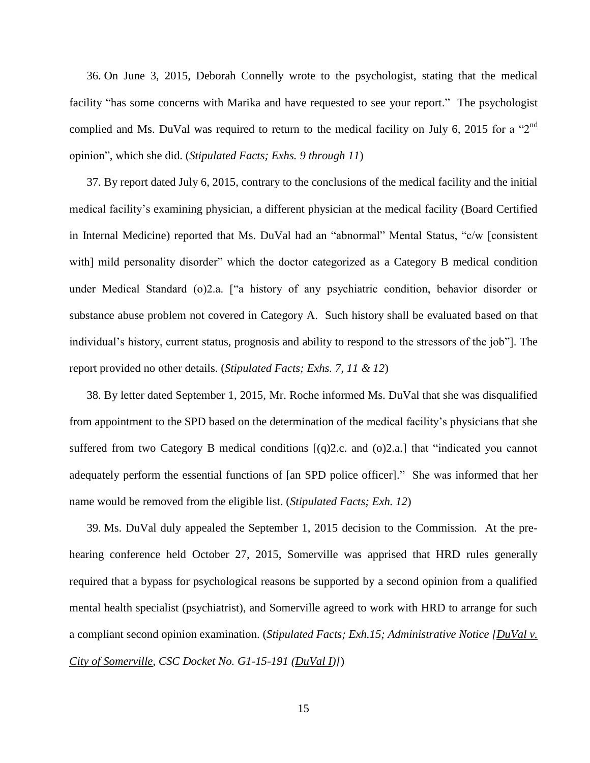36. On June 3, 2015, Deborah Connelly wrote to the psychologist, stating that the medical facility "has some concerns with Marika and have requested to see your report." The psychologist complied and Ms. DuVal was required to return to the medical facility on July 6, 2015 for a "2nd opinion", which she did. (*Stipulated Facts; Exhs. 9 through 11*)

37. By report dated July 6, 2015, contrary to the conclusions of the medical facility and the initial medical facility's examining physician, a different physician at the medical facility (Board Certified in Internal Medicine) reported that Ms. DuVal had an "abnormal" Mental Status, "c/w [consistent with] mild personality disorder" which the doctor categorized as a Category B medical condition under Medical Standard (o)2.a. ["a history of any psychiatric condition, behavior disorder or substance abuse problem not covered in Category A. Such history shall be evaluated based on that individual's history, current status, prognosis and ability to respond to the stressors of the job"]. The report provided no other details. (*Stipulated Facts; Exhs. 7, 11 & 12*)

38. By letter dated September 1, 2015, Mr. Roche informed Ms. DuVal that she was disqualified from appointment to the SPD based on the determination of the medical facility's physicians that she suffered from two Category B medical conditions [(q)2.c. and (o)2.a.] that "indicated you cannot adequately perform the essential functions of [an SPD police officer]." She was informed that her name would be removed from the eligible list. (*Stipulated Facts; Exh. 12*)

39. Ms. DuVal duly appealed the September 1, 2015 decision to the Commission. At the pre-hearing conference held October 27, 2015, Somerville was apprised that HRD rules generally required that a bypass for psychological reasons be supported by a second opinion from a qualified mental health specialist (psychiatrist), and Somerville agreed to work with HRD to arrange for such a compliant second opinion examination. (*Stipulated Facts; Exh.15; Administrative Notice [DuVal v. City of Somerville, CSC Docket No. G1-15-191 (DuVal I)]*)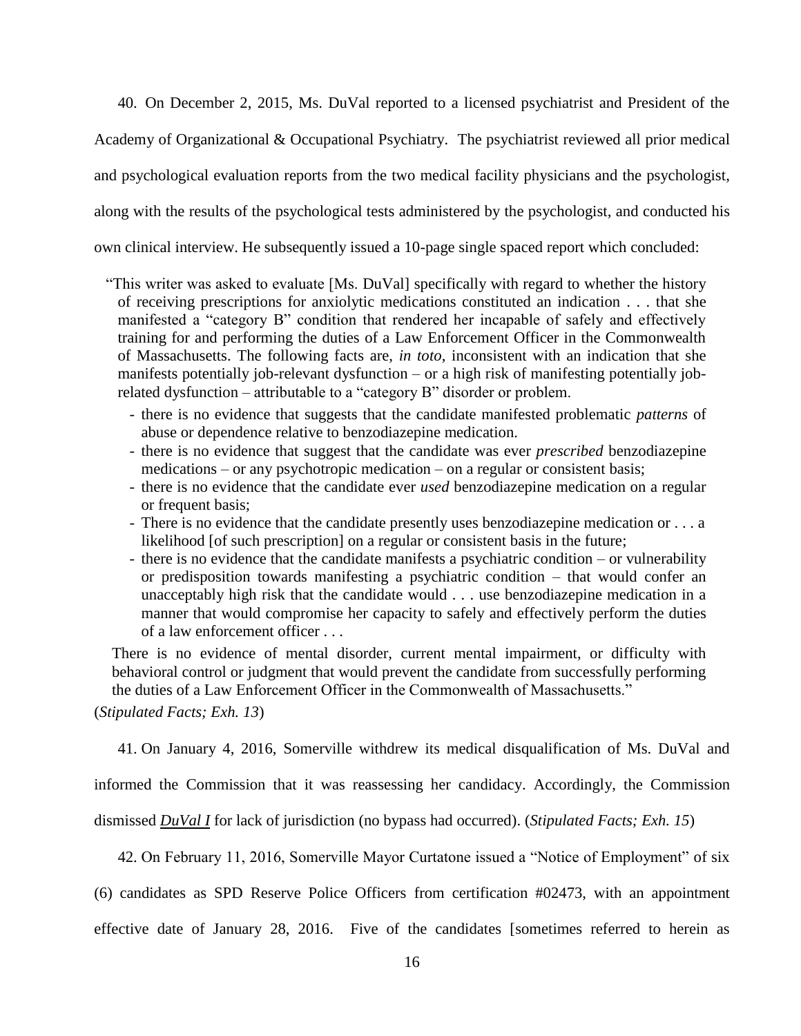40. On December 2, 2015, Ms. DuVal reported to a licensed psychiatrist and President of the Academy of Organizational & Occupational Psychiatry. The psychiatrist reviewed all prior medical and psychological evaluation reports from the two medical facility physicians and the psychologist, along with the results of the psychological tests administered by the psychologist, and conducted his own clinical interview. He subsequently issued a 10-page single spaced report which concluded:

> "This writer was asked to evaluate [Ms. DuVal] specifically with regard to whether the history of receiving prescriptions for anxiolytic medications constituted an indication . . . that she manifested a "category B" condition that rendered her incapable of safely and effectively training for and performing the duties of a Law Enforcement Officer in the Commonwealth of Massachusetts. The following facts are, *in toto*, inconsistent with an indication that she manifests potentially job-relevant dysfunction – or a high risk of manifesting potentially job-related dysfunction – attributable to a "category B" disorder or problem.
>
> - there is no evidence that suggests that the candidate manifested problematic *patterns* of abuse or dependence relative to benzodiazepine medication.
> - there is no evidence that suggest that the candidate was ever *prescribed* benzodiazepine medications – or any psychotropic medication – on a regular or consistent basis;
> - there is no evidence that the candidate ever *used* benzodiazepine medication on a regular or frequent basis;
> - There is no evidence that the candidate presently uses benzodiazepine medication or . . . a likelihood [of such prescription] on a regular or consistent basis in the future;
> - there is no evidence that the candidate manifests a psychiatric condition – or vulnerability or predisposition towards manifesting a psychiatric condition – that would confer an unacceptably high risk that the candidate would . . . use benzodiazepine medication in a manner that would compromise her capacity to safely and effectively perform the duties of a law enforcement officer . . .
>
> There is no evidence of mental disorder, current mental impairment, or difficulty with behavioral control or judgment that would prevent the candidate from successfully performing the duties of a Law Enforcement Officer in the Commonwealth of Massachusetts."

(*Stipulated Facts; Exh. 13*)

41. On January 4, 2016, Somerville withdrew its medical disqualification of Ms. DuVal and informed the Commission that it was reassessing her candidacy. Accordingly, the Commission dismissed ***DuVal I*** for lack of jurisdiction (no bypass had occurred). (*Stipulated Facts; Exh. 15*)

42. On February 11, 2016, Somerville Mayor Curtatone issued a "Notice of Employment" of six (6) candidates as SPD Reserve Police Officers from certification #02473, with an appointment effective date of January 28, 2016. Five of the candidates [sometimes referred to herein as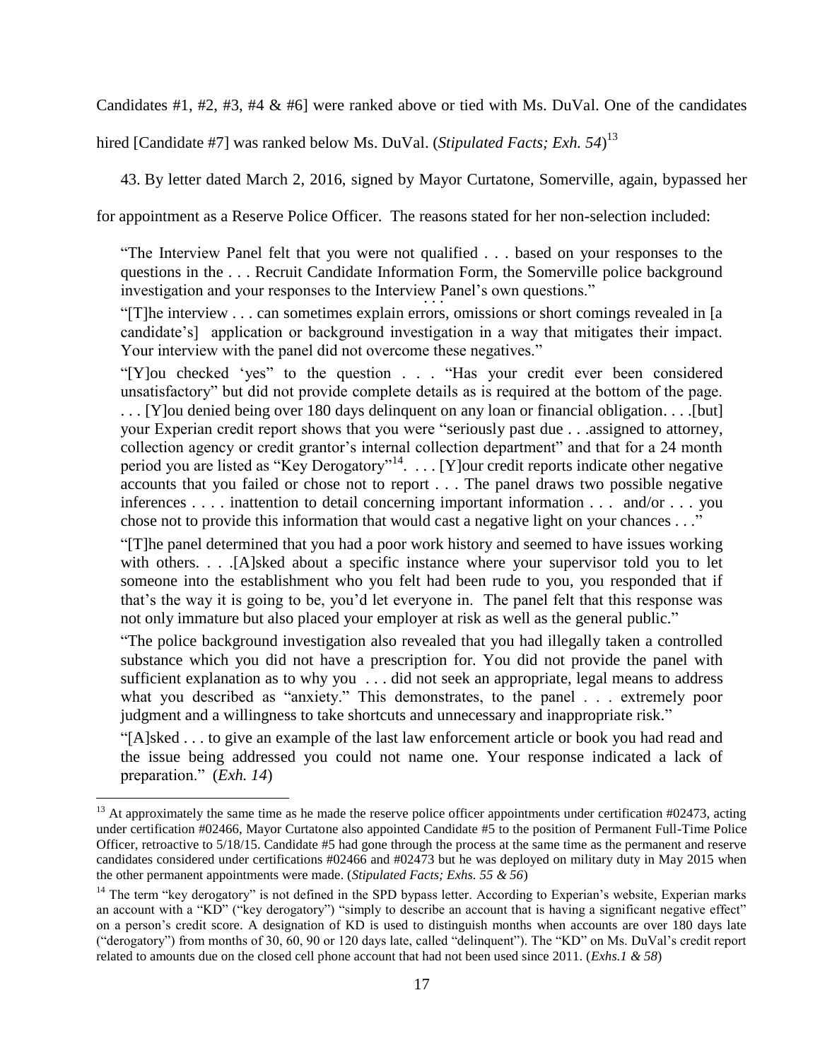Candidates #1, #2, #3, #4 & #6] were ranked above or tied with Ms. DuVal. One of the candidates hired [Candidate #7] was ranked below Ms. DuVal. (*Stipulated Facts; Exh. 54*)[13]

43. By letter dated March 2, 2016, signed by Mayor Curtatone, Somerville, again, bypassed her for appointment as a Reserve Police Officer. The reasons stated for her non-selection included:

> "The Interview Panel felt that you were not qualified . . . based on your responses to the questions in the . . . Recruit Candidate Information Form, the Somerville police background investigation and your responses to the Interview Panel's own questions."
>
> . . .
>
> "[T]he interview . . . can sometimes explain errors, omissions or short comings revealed in [a candidate's] application or background investigation in a way that mitigates their impact. Your interview with the panel did not overcome these negatives."
>
> "[Y]ou checked 'yes" to the question . . . "Has your credit ever been considered unsatisfactory" but did not provide complete details as is required at the bottom of the page. . . . [Y]ou denied being over 180 days delinquent on any loan or financial obligation. . . .[but] your Experian credit report shows that you were "seriously past due . . .assigned to attorney, collection agency or credit grantor's internal collection department" and that for a 24 month period you are listed as "Key Derogatory"[14]. . . . [Y]our credit reports indicate other negative accounts that you failed or chose not to report . . . The panel draws two possible negative inferences . . . . inattention to detail concerning important information . . . and/or . . . you chose not to provide this information that would cast a negative light on your chances . . ."
>
> "[T]he panel determined that you had a poor work history and seemed to have issues working with others. . . .[A]sked about a specific instance where your supervisor told you to let someone into the establishment who you felt had been rude to you, you responded that if that's the way it is going to be, you'd let everyone in. The panel felt that this response was not only immature but also placed your employer at risk as well as the general public."
>
> "The police background investigation also revealed that you had illegally taken a controlled substance which you did not have a prescription for. You did not provide the panel with sufficient explanation as to why you . . . did not seek an appropriate, legal means to address what you described as "anxiety." This demonstrates, to the panel . . . extremely poor judgment and a willingness to take shortcuts and unnecessary and inappropriate risk."
>
> "[A]sked . . . to give an example of the last law enforcement article or book you had read and the issue being addressed you could not name one. Your response indicated a lack of preparation." (*Exh. 14*)

---

[13] At approximately the same time as he made the reserve police officer appointments under certification #02473, acting under certification #02466, Mayor Curtatone also appointed Candidate #5 to the position of Permanent Full-Time Police Officer, retroactive to 5/18/15. Candidate #5 had gone through the process at the same time as the permanent and reserve candidates considered under certifications #02466 and #02473 but he was deployed on military duty in May 2015 when the other permanent appointments were made. (*Stipulated Facts; Exhs. 55 & 56*)

[14] The term "key derogatory" is not defined in the SPD bypass letter. According to Experian's website, Experian marks an account with a "KD" ("key derogatory") "simply to describe an account that is having a significant negative effect" on a person's credit score. A designation of KD is used to distinguish months when accounts are over 180 days late ("derogatory") from months of 30, 60, 90 or 120 days late, called "delinquent"). The "KD" on Ms. DuVal's credit report related to amounts due on the closed cell phone account that had not been used since 2011. (*Exhs.1 & 58*)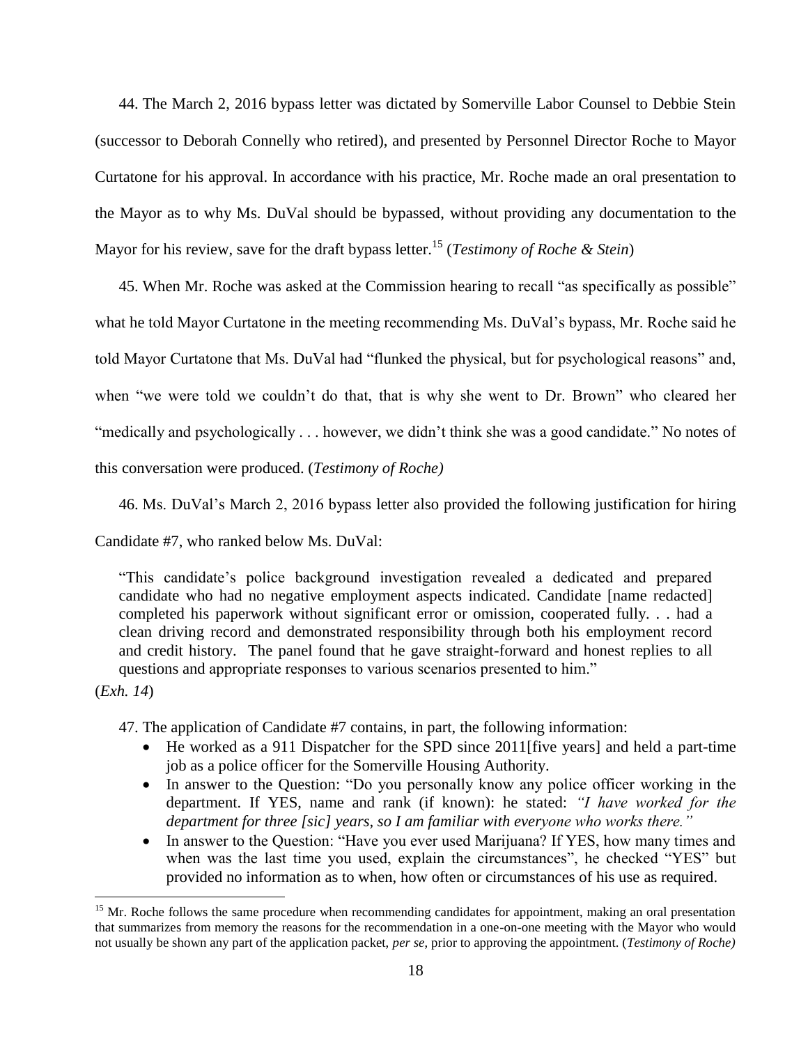44. The March 2, 2016 bypass letter was dictated by Somerville Labor Counsel to Debbie Stein (successor to Deborah Connelly who retired), and presented by Personnel Director Roche to Mayor Curtatone for his approval. In accordance with his practice, Mr. Roche made an oral presentation to the Mayor as to why Ms. DuVal should be bypassed, without providing any documentation to the Mayor for his review, save for the draft bypass letter.[15] (*Testimony of Roche & Stein*)

45. When Mr. Roche was asked at the Commission hearing to recall "as specifically as possible" what he told Mayor Curtatone in the meeting recommending Ms. DuVal's bypass, Mr. Roche said he told Mayor Curtatone that Ms. DuVal had "flunked the physical, but for psychological reasons" and, when "we were told we couldn't do that, that is why she went to Dr. Brown" who cleared her "medically and psychologically . . . however, we didn't think she was a good candidate." No notes of this conversation were produced. (*Testimony of Roche)*

46. Ms. DuVal's March 2, 2016 bypass letter also provided the following justification for hiring Candidate #7, who ranked below Ms. DuVal:

> "This candidate's police background investigation revealed a dedicated and prepared candidate who had no negative employment aspects indicated. Candidate [name redacted] completed his paperwork without significant error or omission, cooperated fully. . . had a clean driving record and demonstrated responsibility through both his employment record and credit history. The panel found that he gave straight-forward and honest replies to all questions and appropriate responses to various scenarios presented to him."

(*Exh. 14*)

47. The application of Candidate #7 contains, in part, the following information:

- He worked as a 911 Dispatcher for the SPD since 2011[five years] and held a part-time job as a police officer for the Somerville Housing Authority.
- In answer to the Question: "Do you personally know any police officer working in the department. If YES, name and rank (if known): he stated: *"I have worked for the department for three [sic] years, so I am familiar with everyone who works there."*
- In answer to the Question: "Have you ever used Marijuana? If YES, how many times and when was the last time you used, explain the circumstances", he checked "YES" but provided no information as to when, how often or circumstances of his use as required.

---

[15] Mr. Roche follows the same procedure when recommending candidates for appointment, making an oral presentation that summarizes from memory the reasons for the recommendation in a one-on-one meeting with the Mayor who would not usually be shown any part of the application packet, *per se*, prior to approving the appointment. (*Testimony of Roche)*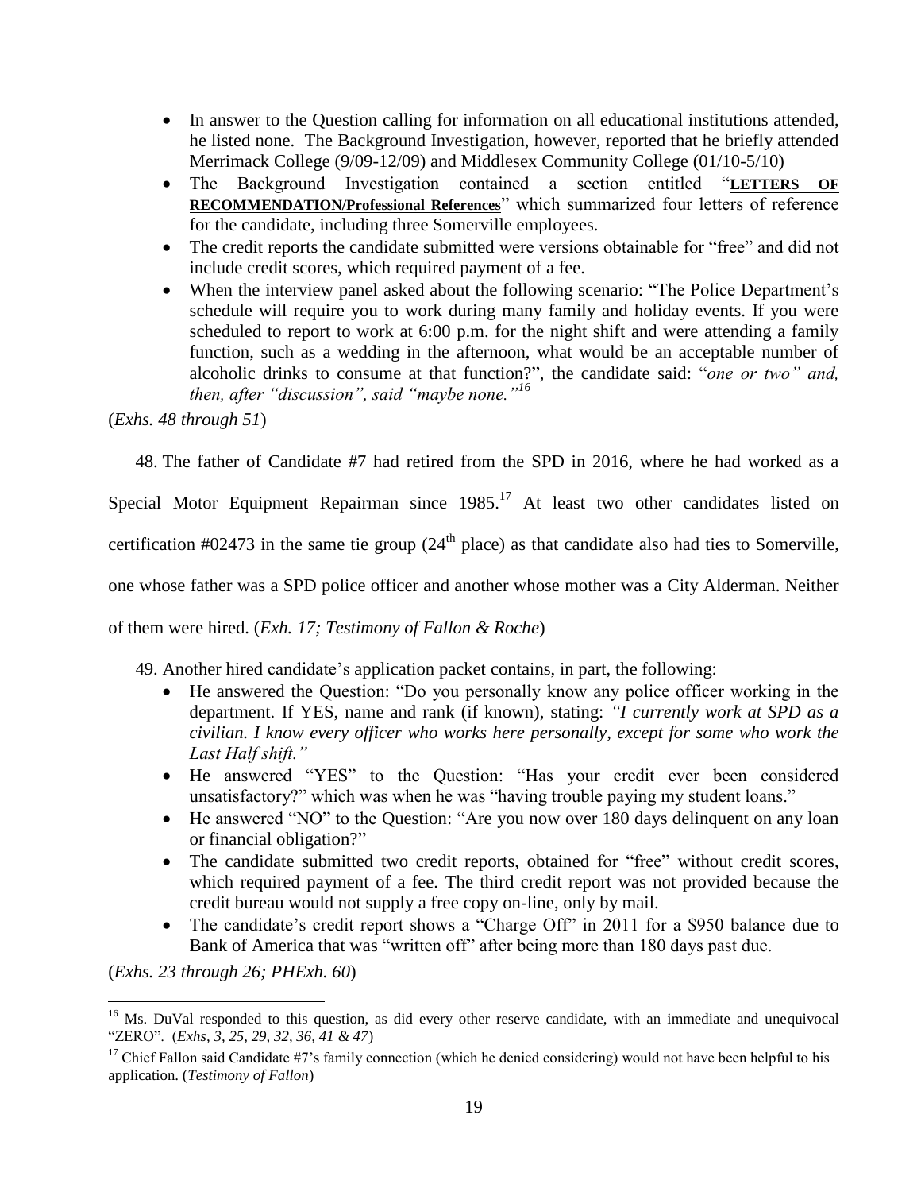- In answer to the Question calling for information on all educational institutions attended, he listed none. The Background Investigation, however, reported that he briefly attended Merrimack College (9/09-12/09) and Middlesex Community College (01/10-5/10)
- The Background Investigation contained a section entitled "**LETTERS OF RECOMMENDATION/Professional References**" which summarized four letters of reference for the candidate, including three Somerville employees.
- The credit reports the candidate submitted were versions obtainable for "free" and did not include credit scores, which required payment of a fee.
- When the interview panel asked about the following scenario: "The Police Department's schedule will require you to work during many family and holiday events. If you were scheduled to report to work at 6:00 p.m. for the night shift and were attending a family function, such as a wedding in the afternoon, what would be an acceptable number of alcoholic drinks to consume at that function?", the candidate said: "*one or two" and, then, after "discussion", said "maybe none."*[16]

(*Exhs. 48 through 51*)

48. The father of Candidate #7 had retired from the SPD in 2016, where he had worked as a Special Motor Equipment Repairman since 1985.[17] At least two other candidates listed on certification #02473 in the same tie group (24th place) as that candidate also had ties to Somerville, one whose father was a SPD police officer and another whose mother was a City Alderman. Neither of them were hired. (*Exh. 17; Testimony of Fallon & Roche*)

49. Another hired candidate's application packet contains, in part, the following:
    - He answered the Question: "Do you personally know any police officer working in the department. If YES, name and rank (if known), stating: *"I currently work at SPD as a civilian. I know every officer who works here personally, except for some who work the Last Half shift."*
    - He answered "YES" to the Question: "Has your credit ever been considered unsatisfactory?" which was when he was "having trouble paying my student loans."
    - He answered "NO" to the Question: "Are you now over 180 days delinquent on any loan or financial obligation?"
    - The candidate submitted two credit reports, obtained for "free" without credit scores, which required payment of a fee. The third credit report was not provided because the credit bureau would not supply a free copy on-line, only by mail.
    - The candidate's credit report shows a "Charge Off" in 2011 for a $950 balance due to Bank of America that was "written off" after being more than 180 days past due.

(*Exhs. 23 through 26; PHExh. 60*)

---

[16] Ms. DuVal responded to this question, as did every other reserve candidate, with an immediate and unequivocal "ZERO". (*Exhs, 3, 25, 29, 32, 36, 41 & 47*)

[17] Chief Fallon said Candidate #7's family connection (which he denied considering) would not have been helpful to his application. (*Testimony of Fallon*)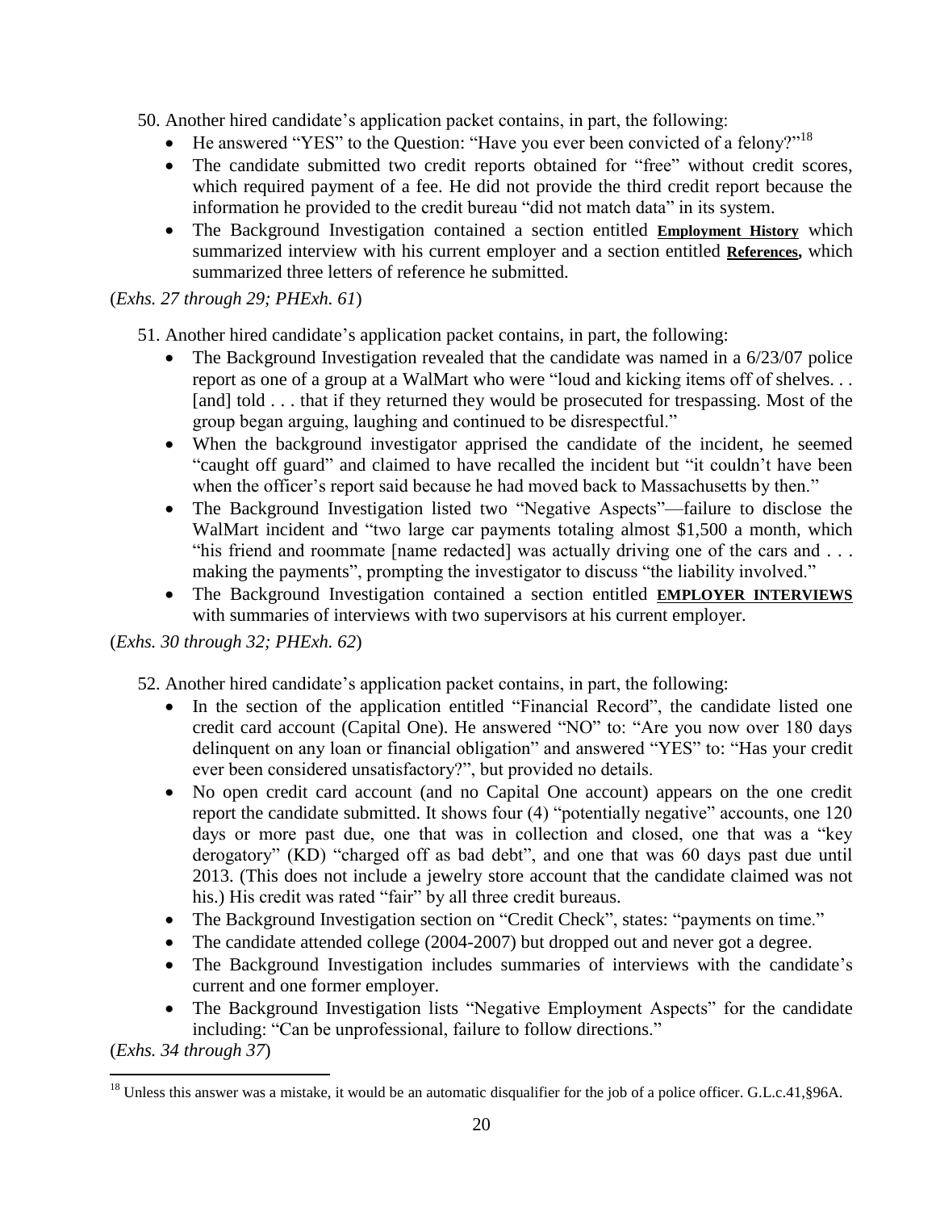50. Another hired candidate's application packet contains, in part, the following:
    - He answered "YES" to the Question: "Have you ever been convicted of a felony?"[18]
    - The candidate submitted two credit reports obtained for "free" without credit scores, which required payment of a fee. He did not provide the third credit report because the information he provided to the credit bureau "did not match data" in its system.
    - The Background Investigation contained a section entitled **Employment History** which summarized interview with his current employer and a section entitled **References,** which summarized three letters of reference he submitted.

(*Exhs. 27 through 29; PHExh. 61*)

51. Another hired candidate's application packet contains, in part, the following:
    - The Background Investigation revealed that the candidate was named in a 6/23/07 police report as one of a group at a WalMart who were "loud and kicking items off of shelves. . . [and] told . . . that if they returned they would be prosecuted for trespassing. Most of the group began arguing, laughing and continued to be disrespectful."
    - When the background investigator apprised the candidate of the incident, he seemed "caught off guard" and claimed to have recalled the incident but "it couldn't have been when the officer's report said because he had moved back to Massachusetts by then."
    - The Background Investigation listed two "Negative Aspects"—failure to disclose the WalMart incident and "two large car payments totaling almost $1,500 a month, which "his friend and roommate [name redacted] was actually driving one of the cars and . . . making the payments", prompting the investigator to discuss "the liability involved."
    - The Background Investigation contained a section entitled **EMPLOYER INTERVIEWS** with summaries of interviews with two supervisors at his current employer.

(*Exhs. 30 through 32; PHExh. 62*)

52. Another hired candidate's application packet contains, in part, the following:
    - In the section of the application entitled "Financial Record", the candidate listed one credit card account (Capital One). He answered "NO" to: "Are you now over 180 days delinquent on any loan or financial obligation" and answered "YES" to: "Has your credit ever been considered unsatisfactory?", but provided no details.
    - No open credit card account (and no Capital One account) appears on the one credit report the candidate submitted. It shows four (4) "potentially negative" accounts, one 120 days or more past due, one that was in collection and closed, one that was a "key derogatory" (KD) "charged off as bad debt", and one that was 60 days past due until 2013. (This does not include a jewelry store account that the candidate claimed was not his.) His credit was rated "fair" by all three credit bureaus.
    - The Background Investigation section on "Credit Check", states: "payments on time."
    - The candidate attended college (2004-2007) but dropped out and never got a degree.
    - The Background Investigation includes summaries of interviews with the candidate's current and one former employer.
    - The Background Investigation lists "Negative Employment Aspects" for the candidate including: "Can be unprofessional, failure to follow directions."

(*Exhs. 34 through 37*)

---

[18] Unless this answer was a mistake, it would be an automatic disqualifier for the job of a police officer. G.L.c.41,§96A.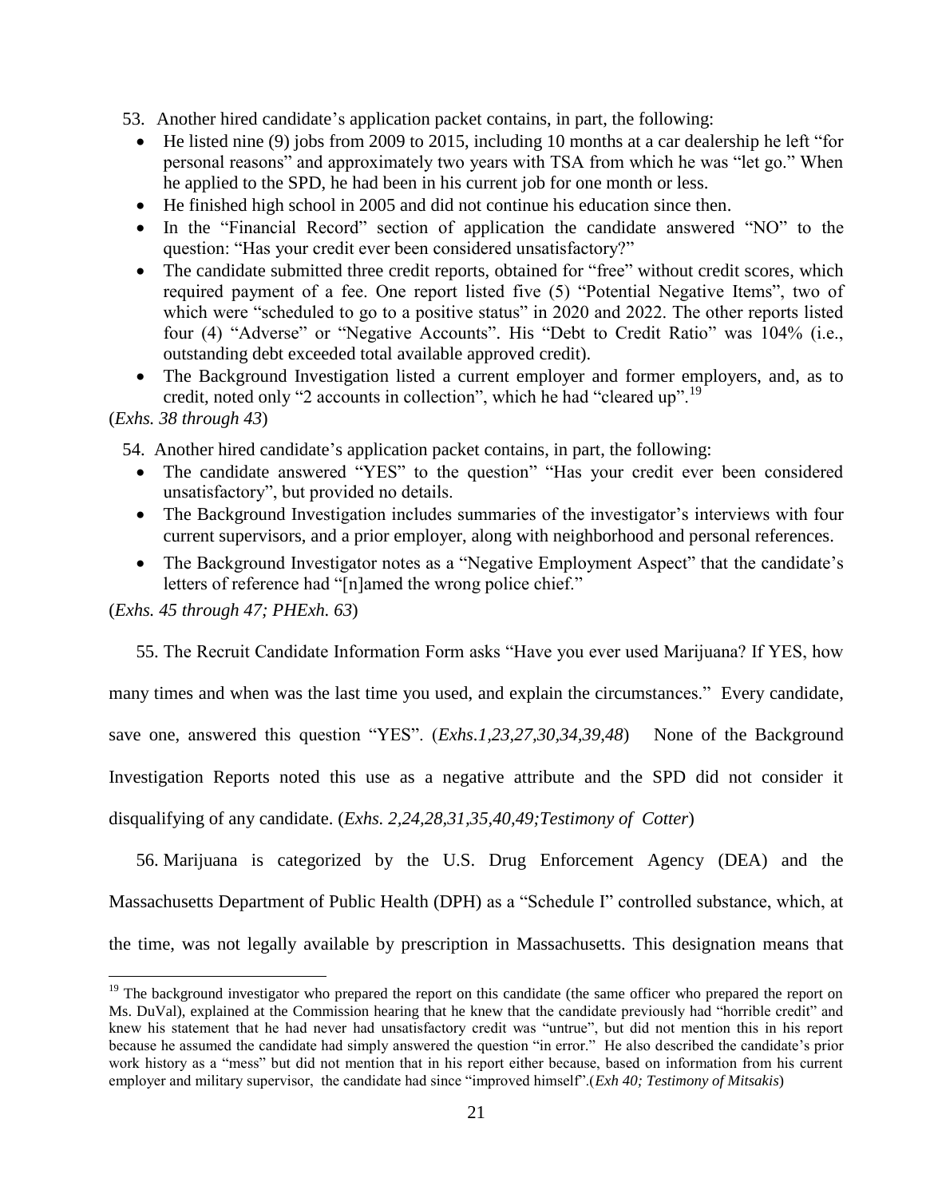53. Another hired candidate's application packet contains, in part, the following:

- He listed nine (9) jobs from 2009 to 2015, including 10 months at a car dealership he left "for personal reasons" and approximately two years with TSA from which he was "let go." When he applied to the SPD, he had been in his current job for one month or less.
- He finished high school in 2005 and did not continue his education since then.
- In the "Financial Record" section of application the candidate answered "NO" to the question: "Has your credit ever been considered unsatisfactory?"
- The candidate submitted three credit reports, obtained for "free" without credit scores, which required payment of a fee. One report listed five (5) "Potential Negative Items", two of which were "scheduled to go to a positive status" in 2020 and 2022. The other reports listed four (4) "Adverse" or "Negative Accounts". His "Debt to Credit Ratio" was 104% (i.e., outstanding debt exceeded total available approved credit).
- The Background Investigation listed a current employer and former employers, and, as to credit, noted only "2 accounts in collection", which he had "cleared up".[19]

(*Exhs. 38 through 43*)

54. Another hired candidate's application packet contains, in part, the following:

- The candidate answered "YES" to the question" "Has your credit ever been considered unsatisfactory", but provided no details.
- The Background Investigation includes summaries of the investigator's interviews with four current supervisors, and a prior employer, along with neighborhood and personal references.
- The Background Investigator notes as a "Negative Employment Aspect" that the candidate's letters of reference had "[n]amed the wrong police chief."

(*Exhs. 45 through 47; PHExh. 63*)

55. The Recruit Candidate Information Form asks "Have you ever used Marijuana? If YES, how many times and when was the last time you used, and explain the circumstances." Every candidate, save one, answered this question "YES". (*Exhs.1,23,27,30,34,39,48*) None of the Background Investigation Reports noted this use as a negative attribute and the SPD did not consider it disqualifying of any candidate. (*Exhs. 2,24,28,31,35,40,49;Testimony of Cotter*)

56. Marijuana is categorized by the U.S. Drug Enforcement Agency (DEA) and the Massachusetts Department of Public Health (DPH) as a "Schedule I" controlled substance, which, at the time, was not legally available by prescription in Massachusetts. This designation means that

---

[19] The background investigator who prepared the report on this candidate (the same officer who prepared the report on Ms. DuVal), explained at the Commission hearing that he knew that the candidate previously had "horrible credit" and knew his statement that he had never had unsatisfactory credit was "untrue", but did not mention this in his report because he assumed the candidate had simply answered the question "in error." He also described the candidate's prior work history as a "mess" but did not mention that in his report either because, based on information from his current employer and military supervisor, the candidate had since "improved himself".(*Exh 40; Testimony of Mitsakis*)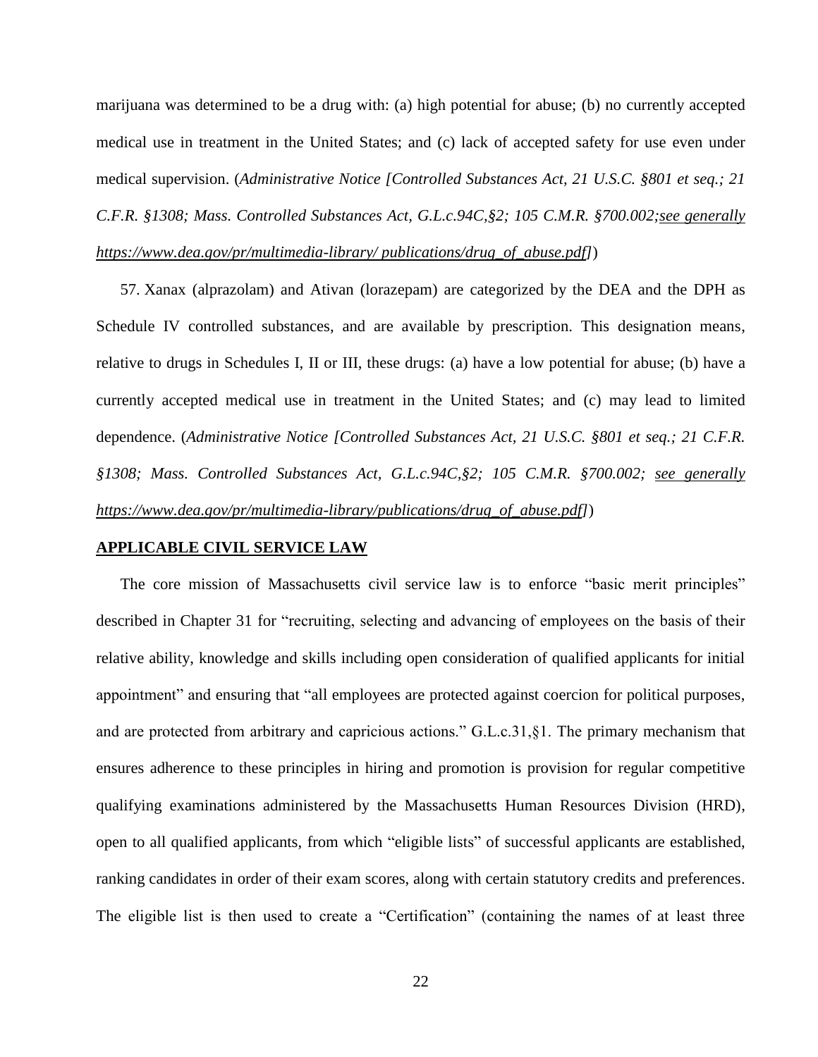marijuana was determined to be a drug with: (a) high potential for abuse; (b) no currently accepted medical use in treatment in the United States; and (c) lack of accepted safety for use even under medical supervision. (*Administrative Notice [Controlled Substances Act, 21 U.S.C. §801 et seq.; 21 C.F.R. §1308; Mass. Controlled Substances Act, G.L.c.94C,§2; 105 C.M.R. §700.002;see generally https://www.dea.gov/pr/multimedia-library/ publications/drug_of_abuse.pdf]*)

57. Xanax (alprazolam) and Ativan (lorazepam) are categorized by the DEA and the DPH as Schedule IV controlled substances, and are available by prescription. This designation means, relative to drugs in Schedules I, II or III, these drugs: (a) have a low potential for abuse; (b) have a currently accepted medical use in treatment in the United States; and (c) may lead to limited dependence. (*Administrative Notice [Controlled Substances Act, 21 U.S.C. §801 et seq.; 21 C.F.R. §1308; Mass. Controlled Substances Act, G.L.c.94C,§2; 105 C.M.R. §700.002; see generally https://www.dea.gov/pr/multimedia-library/publications/drug_of_abuse.pdf]*)

## APPLICABLE CIVIL SERVICE LAW

The core mission of Massachusetts civil service law is to enforce "basic merit principles" described in Chapter 31 for "recruiting, selecting and advancing of employees on the basis of their relative ability, knowledge and skills including open consideration of qualified applicants for initial appointment" and ensuring that "all employees are protected against coercion for political purposes, and are protected from arbitrary and capricious actions." G.L.c.31,§1. The primary mechanism that ensures adherence to these principles in hiring and promotion is provision for regular competitive qualifying examinations administered by the Massachusetts Human Resources Division (HRD), open to all qualified applicants, from which "eligible lists" of successful applicants are established, ranking candidates in order of their exam scores, along with certain statutory credits and preferences. The eligible list is then used to create a "Certification" (containing the names of at least three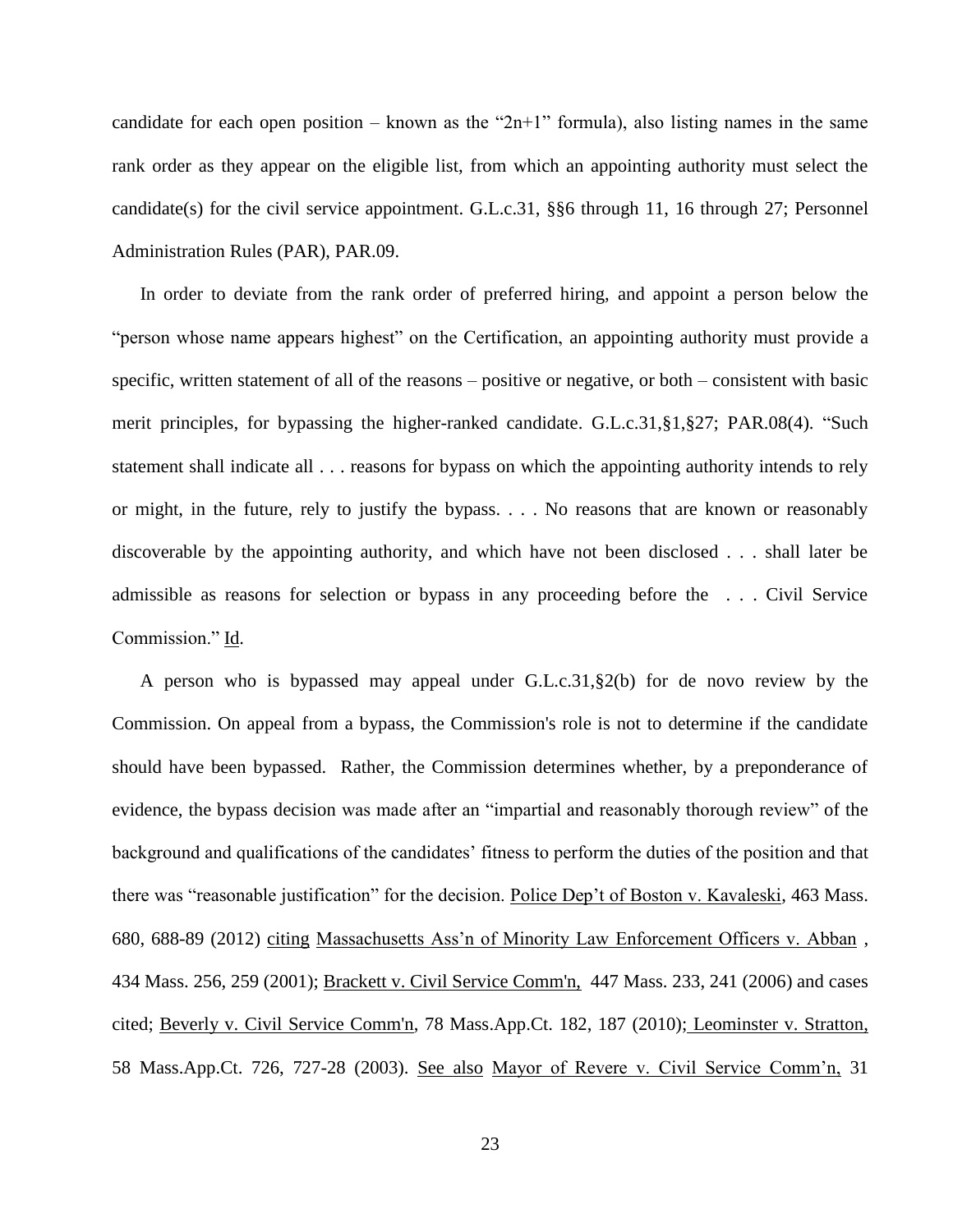candidate for each open position – known as the "2n+1" formula), also listing names in the same rank order as they appear on the eligible list, from which an appointing authority must select the candidate(s) for the civil service appointment. G.L.c.31, §§6 through 11, 16 through 27; Personnel Administration Rules (PAR), PAR.09.

In order to deviate from the rank order of preferred hiring, and appoint a person below the "person whose name appears highest" on the Certification, an appointing authority must provide a specific, written statement of all of the reasons – positive or negative, or both – consistent with basic merit principles, for bypassing the higher-ranked candidate. G.L.c.31,§1,§27; PAR.08(4). "Such statement shall indicate all . . . reasons for bypass on which the appointing authority intends to rely or might, in the future, rely to justify the bypass. . . . No reasons that are known or reasonably discoverable by the appointing authority, and which have not been disclosed . . . shall later be admissible as reasons for selection or bypass in any proceeding before the . . . Civil Service Commission." Id.

A person who is bypassed may appeal under G.L.c.31,§2(b) for de novo review by the Commission. On appeal from a bypass, the Commission's role is not to determine if the candidate should have been bypassed. Rather, the Commission determines whether, by a preponderance of evidence, the bypass decision was made after an "impartial and reasonably thorough review" of the background and qualifications of the candidates' fitness to perform the duties of the position and that there was "reasonable justification" for the decision. Police Dep't of Boston v. Kavaleski, 463 Mass. 680, 688-89 (2012) citing Massachusetts Ass'n of Minority Law Enforcement Officers v. Abban , 434 Mass. 256, 259 (2001); Brackett v. Civil Service Comm'n, 447 Mass. 233, 241 (2006) and cases cited; Beverly v. Civil Service Comm'n, 78 Mass.App.Ct. 182, 187 (2010); Leominster v. Stratton, 58 Mass.App.Ct. 726, 727-28 (2003). See also Mayor of Revere v. Civil Service Comm'n, 31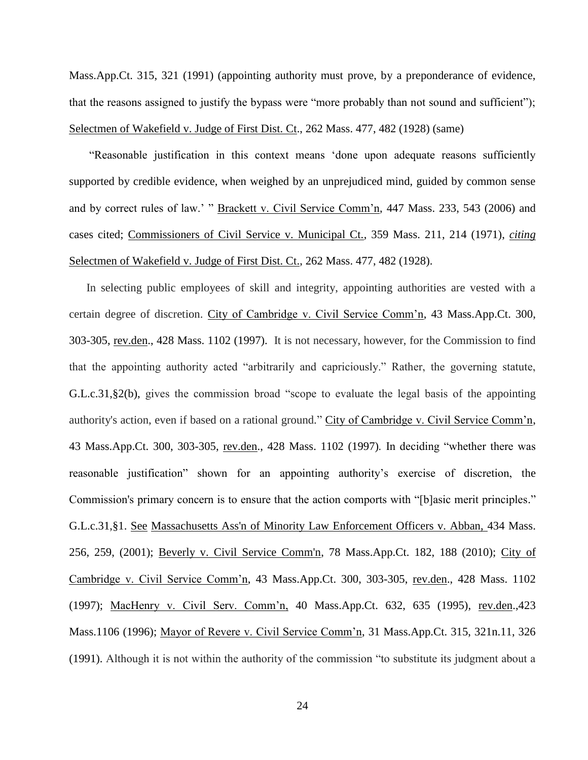Mass.App.Ct. 315, 321 (1991) (appointing authority must prove, by a preponderance of evidence, that the reasons assigned to justify the bypass were "more probably than not sound and sufficient"); Selectmen of Wakefield v. Judge of First Dist. Ct., 262 Mass. 477, 482 (1928) (same)

"Reasonable justification in this context means 'done upon adequate reasons sufficiently supported by credible evidence, when weighed by an unprejudiced mind, guided by common sense and by correct rules of law.' " Brackett v. Civil Service Comm'n, 447 Mass. 233, 543 (2006) and cases cited; Commissioners of Civil Service v. Municipal Ct., 359 Mass. 211, 214 (1971), *citing* Selectmen of Wakefield v. Judge of First Dist. Ct., 262 Mass. 477, 482 (1928).

In selecting public employees of skill and integrity, appointing authorities are vested with a certain degree of discretion. City of Cambridge v. Civil Service Comm'n, 43 Mass.App.Ct. 300, 303-305, rev.den., 428 Mass. 1102 (1997). It is not necessary, however, for the Commission to find that the appointing authority acted "arbitrarily and capriciously." Rather, the governing statute, G.L.c.31,§2(b), gives the commission broad "scope to evaluate the legal basis of the appointing authority's action, even if based on a rational ground." City of Cambridge v. Civil Service Comm'n, 43 Mass.App.Ct. 300, 303-305, rev.den., 428 Mass. 1102 (1997). In deciding "whether there was reasonable justification" shown for an appointing authority's exercise of discretion, the Commission's primary concern is to ensure that the action comports with "[b]asic merit principles." G.L.c.31,§1. See Massachusetts Ass'n of Minority Law Enforcement Officers v. Abban, 434 Mass. 256, 259, (2001); Beverly v. Civil Service Comm'n, 78 Mass.App.Ct. 182, 188 (2010); City of Cambridge v. Civil Service Comm'n, 43 Mass.App.Ct. 300, 303-305, rev.den., 428 Mass. 1102 (1997); MacHenry v. Civil Serv. Comm'n, 40 Mass.App.Ct. 632, 635 (1995), rev.den.,423 Mass.1106 (1996); Mayor of Revere v. Civil Service Comm'n, 31 Mass.App.Ct. 315, 321n.11, 326 (1991). Although it is not within the authority of the commission "to substitute its judgment about a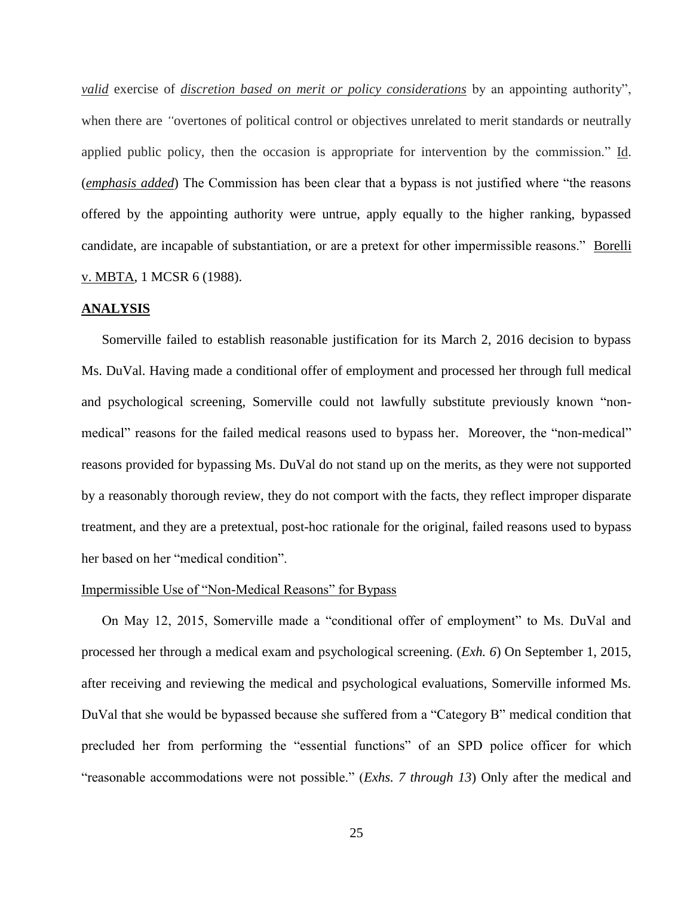*valid* exercise of *discretion based on merit or policy considerations* by an appointing authority", when there are "overtones of political control or objectives unrelated to merit standards or neutrally applied public policy, then the occasion is appropriate for intervention by the commission." Id. (*emphasis added*) The Commission has been clear that a bypass is not justified where "the reasons offered by the appointing authority were untrue, apply equally to the higher ranking, bypassed candidate, are incapable of substantiation, or are a pretext for other impermissible reasons." Borelli v. MBTA, 1 MCSR 6 (1988).

## ANALYSIS

Somerville failed to establish reasonable justification for its March 2, 2016 decision to bypass Ms. DuVal. Having made a conditional offer of employment and processed her through full medical and psychological screening, Somerville could not lawfully substitute previously known "non-medical" reasons for the failed medical reasons used to bypass her. Moreover, the "non-medical" reasons provided for bypassing Ms. DuVal do not stand up on the merits, as they were not supported by a reasonably thorough review, they do not comport with the facts, they reflect improper disparate treatment, and they are a pretextual, post-hoc rationale for the original, failed reasons used to bypass her based on her "medical condition".

### Impermissible Use of "Non-Medical Reasons" for Bypass

On May 12, 2015, Somerville made a "conditional offer of employment" to Ms. DuVal and processed her through a medical exam and psychological screening. (*Exh. 6*) On September 1, 2015, after receiving and reviewing the medical and psychological evaluations, Somerville informed Ms. DuVal that she would be bypassed because she suffered from a "Category B" medical condition that precluded her from performing the "essential functions" of an SPD police officer for which "reasonable accommodations were not possible." (*Exhs. 7 through 13*) Only after the medical and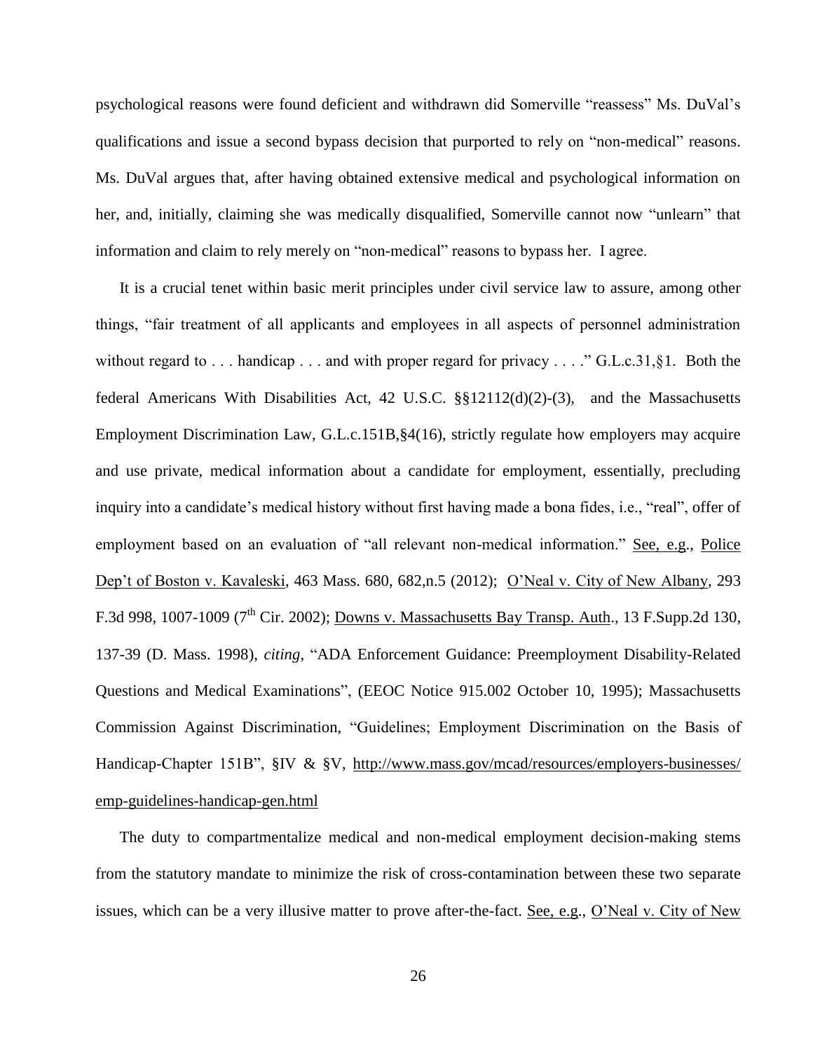psychological reasons were found deficient and withdrawn did Somerville "reassess" Ms. DuVal's qualifications and issue a second bypass decision that purported to rely on "non-medical" reasons. Ms. DuVal argues that, after having obtained extensive medical and psychological information on her, and, initially, claiming she was medically disqualified, Somerville cannot now "unlearn" that information and claim to rely merely on "non-medical" reasons to bypass her. I agree.

It is a crucial tenet within basic merit principles under civil service law to assure, among other things, "fair treatment of all applicants and employees in all aspects of personnel administration without regard to . . . handicap . . . and with proper regard for privacy . . . ." G.L.c.31,§1. Both the federal Americans With Disabilities Act, 42 U.S.C. §§12112(d)(2)-(3), and the Massachusetts Employment Discrimination Law, G.L.c.151B,§4(16), strictly regulate how employers may acquire and use private, medical information about a candidate for employment, essentially, precluding inquiry into a candidate's medical history without first having made a bona fides, i.e., "real", offer of employment based on an evaluation of "all relevant non-medical information." See, e.g., Police Dep't of Boston v. Kavaleski, 463 Mass. 680, 682,n.5 (2012); O'Neal v. City of New Albany, 293 F.3d 998, 1007-1009 (7th Cir. 2002); Downs v. Massachusetts Bay Transp. Auth., 13 F.Supp.2d 130, 137-39 (D. Mass. 1998), *citing*, "ADA Enforcement Guidance: Preemployment Disability-Related Questions and Medical Examinations", (EEOC Notice 915.002 October 10, 1995); Massachusetts Commission Against Discrimination, "Guidelines; Employment Discrimination on the Basis of Handicap-Chapter 151B", §IV & §V, http://www.mass.gov/mcad/resources/employers-businesses/emp-guidelines-handicap-gen.html

The duty to compartmentalize medical and non-medical employment decision-making stems from the statutory mandate to minimize the risk of cross-contamination between these two separate issues, which can be a very illusive matter to prove after-the-fact. See, e.g., O'Neal v. City of New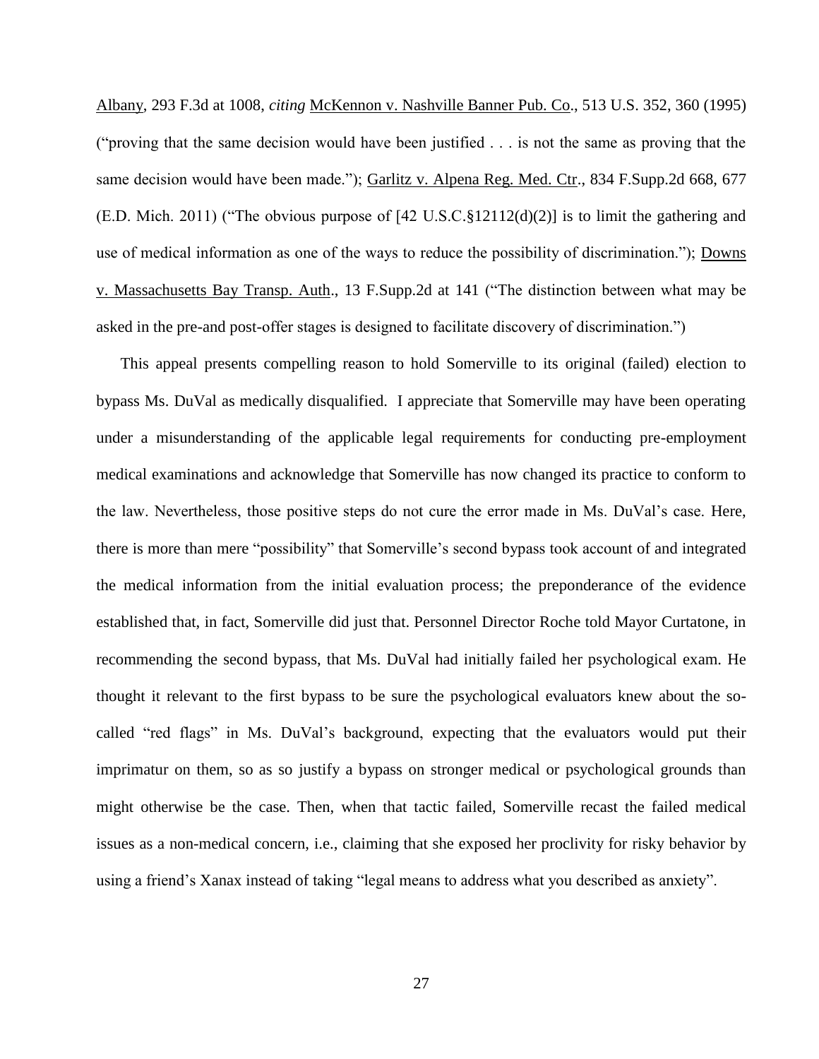Albany, 293 F.3d at 1008, *citing* McKennon v. Nashville Banner Pub. Co., 513 U.S. 352, 360 (1995) ("proving that the same decision would have been justified . . . is not the same as proving that the same decision would have been made."); Garlitz v. Alpena Reg. Med. Ctr., 834 F.Supp.2d 668, 677 (E.D. Mich. 2011) ("The obvious purpose of [42 U.S.C.§12112(d)(2)] is to limit the gathering and use of medical information as one of the ways to reduce the possibility of discrimination."); Downs v. Massachusetts Bay Transp. Auth., 13 F.Supp.2d at 141 ("The distinction between what may be asked in the pre-and post-offer stages is designed to facilitate discovery of discrimination.")

This appeal presents compelling reason to hold Somerville to its original (failed) election to bypass Ms. DuVal as medically disqualified. I appreciate that Somerville may have been operating under a misunderstanding of the applicable legal requirements for conducting pre-employment medical examinations and acknowledge that Somerville has now changed its practice to conform to the law. Nevertheless, those positive steps do not cure the error made in Ms. DuVal's case. Here, there is more than mere "possibility" that Somerville's second bypass took account of and integrated the medical information from the initial evaluation process; the preponderance of the evidence established that, in fact, Somerville did just that. Personnel Director Roche told Mayor Curtatone, in recommending the second bypass, that Ms. DuVal had initially failed her psychological exam. He thought it relevant to the first bypass to be sure the psychological evaluators knew about the so-called "red flags" in Ms. DuVal's background, expecting that the evaluators would put their imprimatur on them, so as so justify a bypass on stronger medical or psychological grounds than might otherwise be the case. Then, when that tactic failed, Somerville recast the failed medical issues as a non-medical concern, i.e., claiming that she exposed her proclivity for risky behavior by using a friend's Xanax instead of taking "legal means to address what you described as anxiety".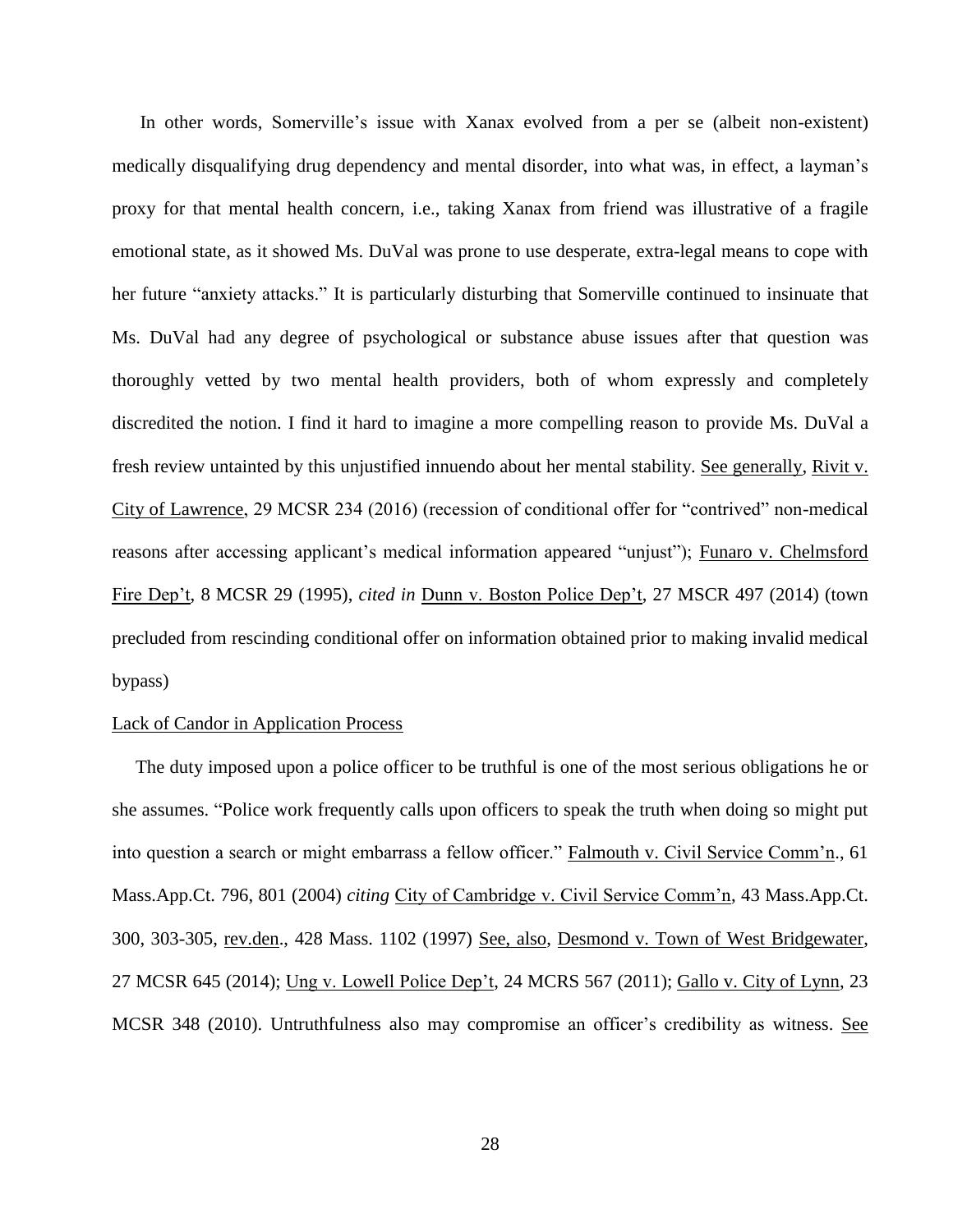In other words, Somerville's issue with Xanax evolved from a per se (albeit non-existent) medically disqualifying drug dependency and mental disorder, into what was, in effect, a layman's proxy for that mental health concern, i.e., taking Xanax from friend was illustrative of a fragile emotional state, as it showed Ms. DuVal was prone to use desperate, extra-legal means to cope with her future "anxiety attacks." It is particularly disturbing that Somerville continued to insinuate that Ms. DuVal had any degree of psychological or substance abuse issues after that question was thoroughly vetted by two mental health providers, both of whom expressly and completely discredited the notion. I find it hard to imagine a more compelling reason to provide Ms. DuVal a fresh review untainted by this unjustified innuendo about her mental stability. See generally, Rivit v. City of Lawrence, 29 MCSR 234 (2016) (recession of conditional offer for "contrived" non-medical reasons after accessing applicant's medical information appeared "unjust"); Funaro v. Chelmsford Fire Dep't, 8 MCSR 29 (1995), *cited in* Dunn v. Boston Police Dep't, 27 MSCR 497 (2014) (town precluded from rescinding conditional offer on information obtained prior to making invalid medical bypass)

Lack of Candor in Application Process

The duty imposed upon a police officer to be truthful is one of the most serious obligations he or she assumes. "Police work frequently calls upon officers to speak the truth when doing so might put into question a search or might embarrass a fellow officer." Falmouth v. Civil Service Comm'n., 61 Mass.App.Ct. 796, 801 (2004) *citing* City of Cambridge v. Civil Service Comm'n, 43 Mass.App.Ct. 300, 303-305, rev.den., 428 Mass. 1102 (1997) See, also, Desmond v. Town of West Bridgewater, 27 MCSR 645 (2014); Ung v. Lowell Police Dep't, 24 MCRS 567 (2011); Gallo v. City of Lynn, 23 MCSR 348 (2010). Untruthfulness also may compromise an officer's credibility as witness. See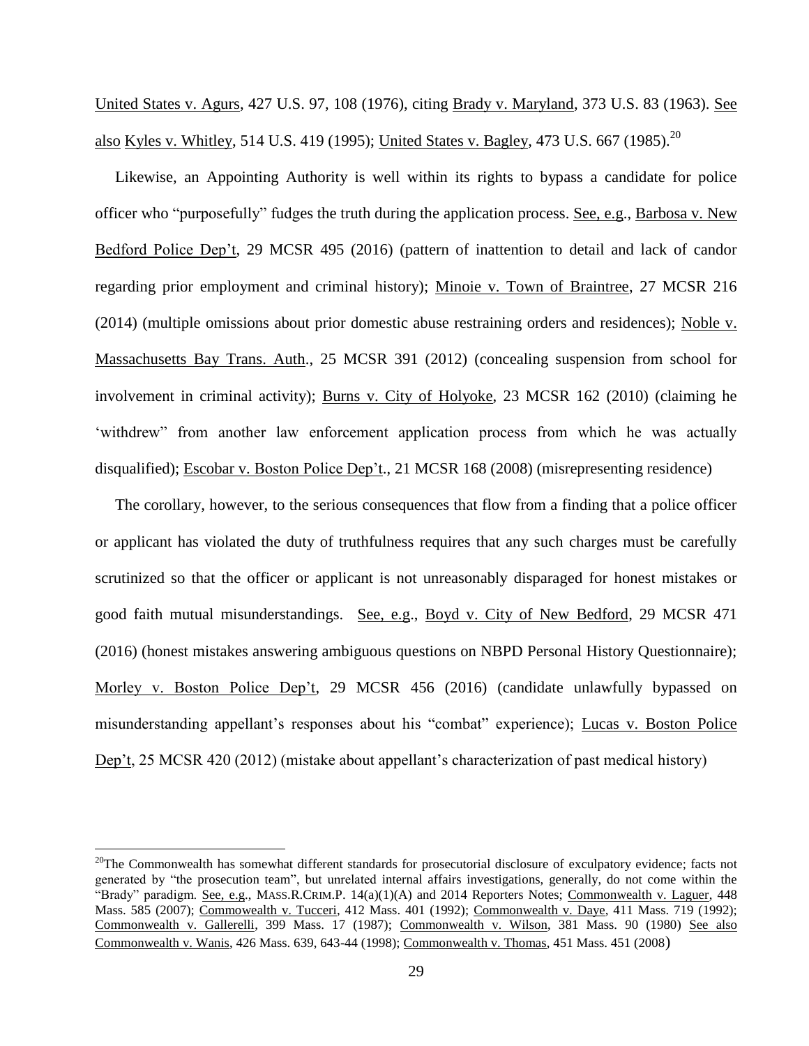United States v. Agurs, 427 U.S. 97, 108 (1976), citing Brady v. Maryland, 373 U.S. 83 (1963). See also Kyles v. Whitley, 514 U.S. 419 (1995); United States v. Bagley, 473 U.S. 667 (1985).[20]

Likewise, an Appointing Authority is well within its rights to bypass a candidate for police officer who "purposefully" fudges the truth during the application process. See, e.g., Barbosa v. New Bedford Police Dep't, 29 MCSR 495 (2016) (pattern of inattention to detail and lack of candor regarding prior employment and criminal history); Minoie v. Town of Braintree, 27 MCSR 216 (2014) (multiple omissions about prior domestic abuse restraining orders and residences); Noble v. Massachusetts Bay Trans. Auth., 25 MCSR 391 (2012) (concealing suspension from school for involvement in criminal activity); Burns v. City of Holyoke, 23 MCSR 162 (2010) (claiming he 'withdrew" from another law enforcement application process from which he was actually disqualified); Escobar v. Boston Police Dep't., 21 MCSR 168 (2008) (misrepresenting residence)

The corollary, however, to the serious consequences that flow from a finding that a police officer or applicant has violated the duty of truthfulness requires that any such charges must be carefully scrutinized so that the officer or applicant is not unreasonably disparaged for honest mistakes or good faith mutual misunderstandings. See, e.g., Boyd v. City of New Bedford, 29 MCSR 471 (2016) (honest mistakes answering ambiguous questions on NBPD Personal History Questionnaire); Morley v. Boston Police Dep't, 29 MCSR 456 (2016) (candidate unlawfully bypassed on misunderstanding appellant's responses about his "combat" experience); Lucas v. Boston Police Dep't, 25 MCSR 420 (2012) (mistake about appellant's characterization of past medical history)

---

[20] The Commonwealth has somewhat different standards for prosecutorial disclosure of exculpatory evidence; facts not generated by "the prosecution team", but unrelated internal affairs investigations, generally, do not come within the "Brady" paradigm. See, e.g., MASS.R.CRIM.P. 14(a)(1)(A) and 2014 Reporters Notes; Commonwealth v. Laguer, 448 Mass. 585 (2007); Commowealth v. Tucceri, 412 Mass. 401 (1992); Commonwealth v. Daye, 411 Mass. 719 (1992); Commonwealth v. Gallerelli, 399 Mass. 17 (1987); Commonwealth v. Wilson, 381 Mass. 90 (1980) See also Commonwealth v. Wanis, 426 Mass. 639, 643-44 (1998); Commonwealth v. Thomas, 451 Mass. 451 (2008)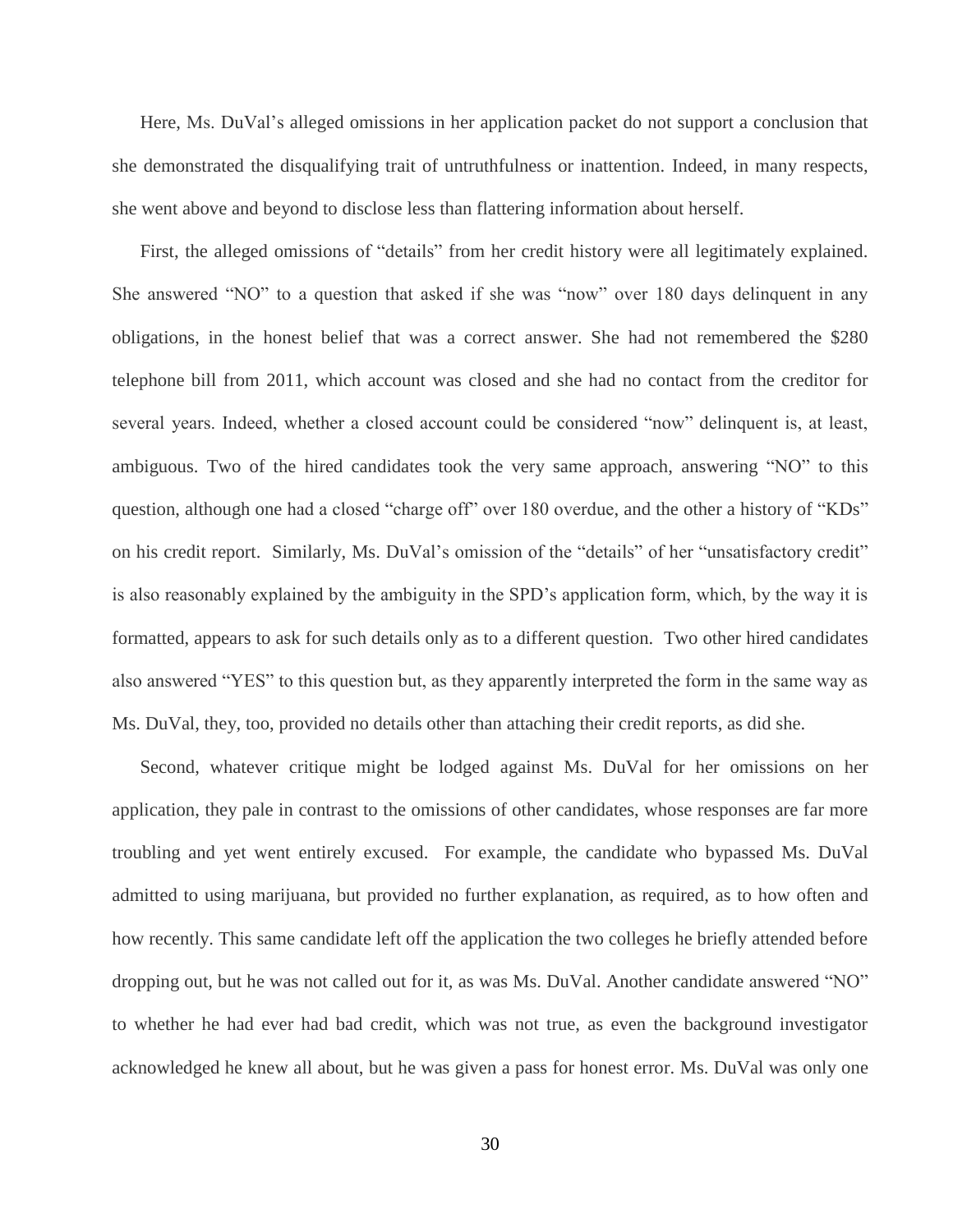Here, Ms. DuVal's alleged omissions in her application packet do not support a conclusion that she demonstrated the disqualifying trait of untruthfulness or inattention. Indeed, in many respects, she went above and beyond to disclose less than flattering information about herself.

First, the alleged omissions of "details" from her credit history were all legitimately explained. She answered "NO" to a question that asked if she was "now" over 180 days delinquent in any obligations, in the honest belief that was a correct answer. She had not remembered the $280 telephone bill from 2011, which account was closed and she had no contact from the creditor for several years. Indeed, whether a closed account could be considered "now" delinquent is, at least, ambiguous. Two of the hired candidates took the very same approach, answering "NO" to this question, although one had a closed "charge off" over 180 overdue, and the other a history of "KDs" on his credit report. Similarly, Ms. DuVal's omission of the "details" of her "unsatisfactory credit" is also reasonably explained by the ambiguity in the SPD's application form, which, by the way it is formatted, appears to ask for such details only as to a different question. Two other hired candidates also answered "YES" to this question but, as they apparently interpreted the form in the same way as Ms. DuVal, they, too, provided no details other than attaching their credit reports, as did she.

Second, whatever critique might be lodged against Ms. DuVal for her omissions on her application, they pale in contrast to the omissions of other candidates, whose responses are far more troubling and yet went entirely excused. For example, the candidate who bypassed Ms. DuVal admitted to using marijuana, but provided no further explanation, as required, as to how often and how recently. This same candidate left off the application the two colleges he briefly attended before dropping out, but he was not called out for it, as was Ms. DuVal. Another candidate answered "NO" to whether he had ever had bad credit, which was not true, as even the background investigator acknowledged he knew all about, but he was given a pass for honest error. Ms. DuVal was only one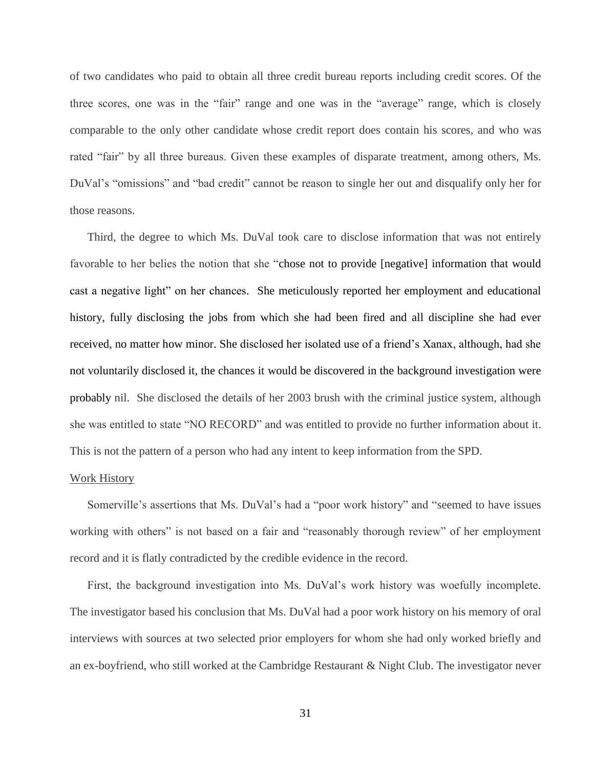of two candidates who paid to obtain all three credit bureau reports including credit scores. Of the three scores, one was in the "fair" range and one was in the "average" range, which is closely comparable to the only other candidate whose credit report does contain his scores, and who was rated "fair" by all three bureaus. Given these examples of disparate treatment, among others, Ms. DuVal's "omissions" and "bad credit" cannot be reason to single her out and disqualify only her for those reasons.

Third, the degree to which Ms. DuVal took care to disclose information that was not entirely favorable to her belies the notion that she "chose not to provide [negative] information that would cast a negative light" on her chances. She meticulously reported her employment and educational history, fully disclosing the jobs from which she had been fired and all discipline she had ever received, no matter how minor. She disclosed her isolated use of a friend's Xanax, although, had she not voluntarily disclosed it, the chances it would be discovered in the background investigation were probably nil. She disclosed the details of her 2003 brush with the criminal justice system, although she was entitled to state "NO RECORD" and was entitled to provide no further information about it. This is not the pattern of a person who had any intent to keep information from the SPD.

<u>Work History</u>

Somerville's assertions that Ms. DuVal's had a "poor work history" and "seemed to have issues working with others" is not based on a fair and "reasonably thorough review" of her employment record and it is flatly contradicted by the credible evidence in the record.

First, the background investigation into Ms. DuVal's work history was woefully incomplete. The investigator based his conclusion that Ms. DuVal had a poor work history on his memory of oral interviews with sources at two selected prior employers for whom she had only worked briefly and an ex-boyfriend, who still worked at the Cambridge Restaurant & Night Club. The investigator never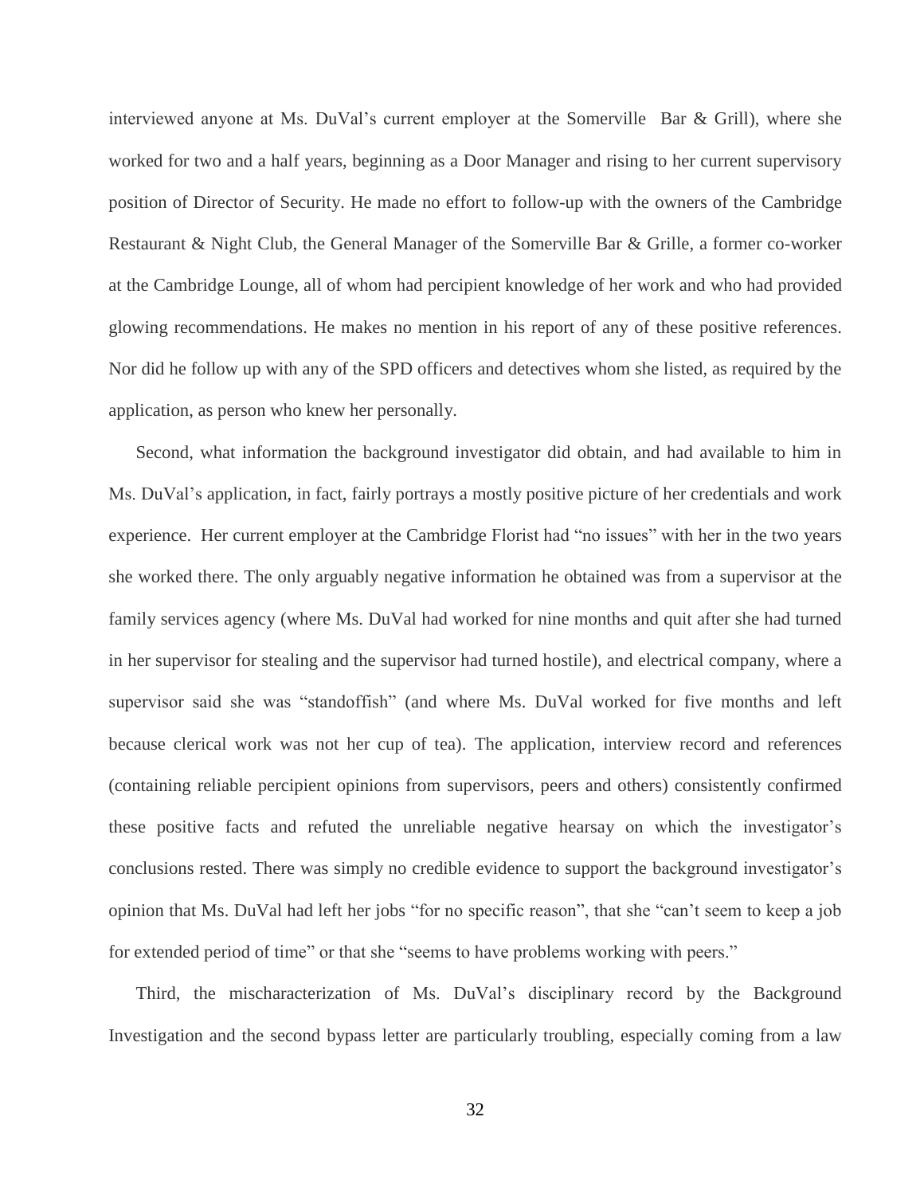interviewed anyone at Ms. DuVal's current employer at the Somerville Bar & Grill), where she worked for two and a half years, beginning as a Door Manager and rising to her current supervisory position of Director of Security. He made no effort to follow-up with the owners of the Cambridge Restaurant & Night Club, the General Manager of the Somerville Bar & Grille, a former co-worker at the Cambridge Lounge, all of whom had percipient knowledge of her work and who had provided glowing recommendations. He makes no mention in his report of any of these positive references. Nor did he follow up with any of the SPD officers and detectives whom she listed, as required by the application, as person who knew her personally.

Second, what information the background investigator did obtain, and had available to him in Ms. DuVal's application, in fact, fairly portrays a mostly positive picture of her credentials and work experience. Her current employer at the Cambridge Florist had "no issues" with her in the two years she worked there. The only arguably negative information he obtained was from a supervisor at the family services agency (where Ms. DuVal had worked for nine months and quit after she had turned in her supervisor for stealing and the supervisor had turned hostile), and electrical company, where a supervisor said she was "standoffish" (and where Ms. DuVal worked for five months and left because clerical work was not her cup of tea). The application, interview record and references (containing reliable percipient opinions from supervisors, peers and others) consistently confirmed these positive facts and refuted the unreliable negative hearsay on which the investigator's conclusions rested. There was simply no credible evidence to support the background investigator's opinion that Ms. DuVal had left her jobs "for no specific reason", that she "can't seem to keep a job for extended period of time" or that she "seems to have problems working with peers."

Third, the mischaracterization of Ms. DuVal's disciplinary record by the Background Investigation and the second bypass letter are particularly troubling, especially coming from a law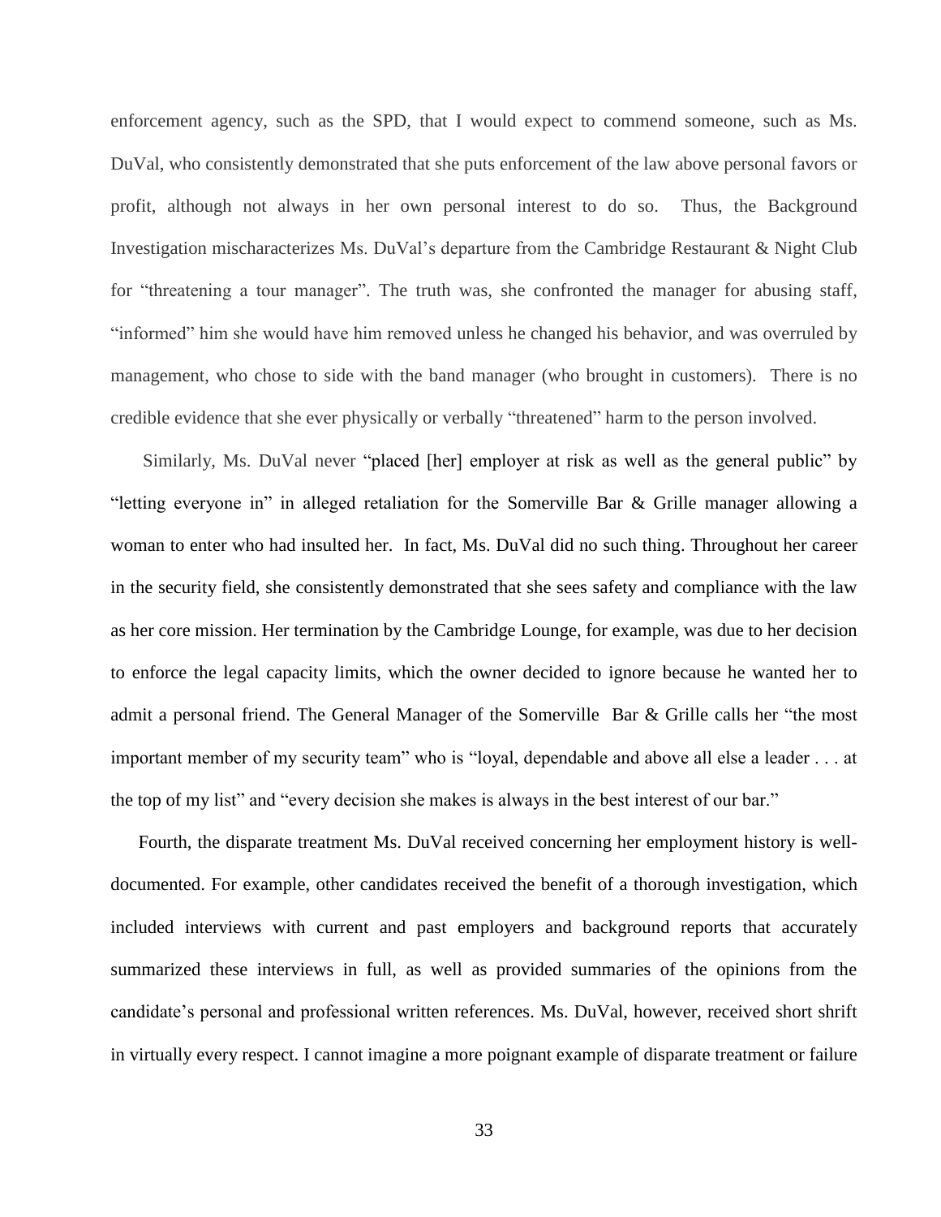enforcement agency, such as the SPD, that I would expect to commend someone, such as Ms. DuVal, who consistently demonstrated that she puts enforcement of the law above personal favors or profit, although not always in her own personal interest to do so. Thus, the Background Investigation mischaracterizes Ms. DuVal's departure from the Cambridge Restaurant & Night Club for "threatening a tour manager". The truth was, she confronted the manager for abusing staff, "informed" him she would have him removed unless he changed his behavior, and was overruled by management, who chose to side with the band manager (who brought in customers). There is no credible evidence that she ever physically or verbally "threatened" harm to the person involved.

Similarly, Ms. DuVal never "placed [her] employer at risk as well as the general public" by "letting everyone in" in alleged retaliation for the Somerville Bar & Grille manager allowing a woman to enter who had insulted her. In fact, Ms. DuVal did no such thing. Throughout her career in the security field, she consistently demonstrated that she sees safety and compliance with the law as her core mission. Her termination by the Cambridge Lounge, for example, was due to her decision to enforce the legal capacity limits, which the owner decided to ignore because he wanted her to admit a personal friend. The General Manager of the Somerville Bar & Grille calls her "the most important member of my security team" who is "loyal, dependable and above all else a leader . . . at the top of my list" and "every decision she makes is always in the best interest of our bar."

Fourth, the disparate treatment Ms. DuVal received concerning her employment history is well-documented. For example, other candidates received the benefit of a thorough investigation, which included interviews with current and past employers and background reports that accurately summarized these interviews in full, as well as provided summaries of the opinions from the candidate's personal and professional written references. Ms. DuVal, however, received short shrift in virtually every respect. I cannot imagine a more poignant example of disparate treatment or failure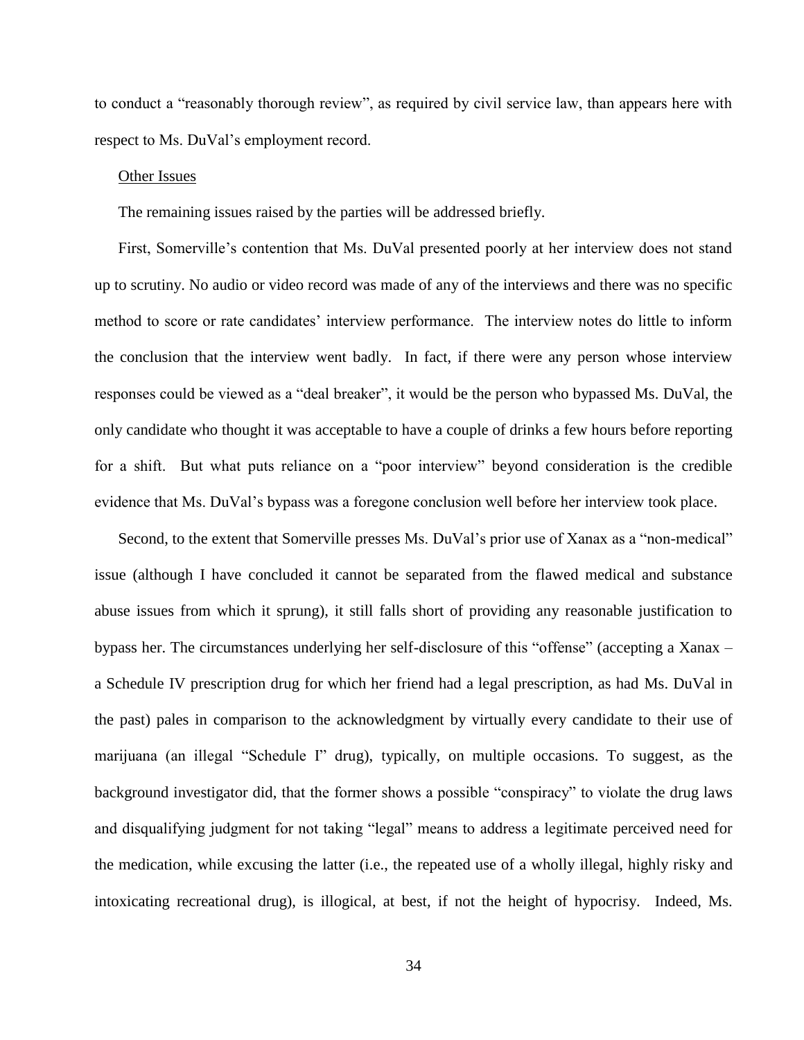to conduct a "reasonably thorough review", as required by civil service law, than appears here with respect to Ms. DuVal's employment record.

Other Issues

The remaining issues raised by the parties will be addressed briefly.

First, Somerville's contention that Ms. DuVal presented poorly at her interview does not stand up to scrutiny. No audio or video record was made of any of the interviews and there was no specific method to score or rate candidates' interview performance. The interview notes do little to inform the conclusion that the interview went badly. In fact, if there were any person whose interview responses could be viewed as a "deal breaker", it would be the person who bypassed Ms. DuVal, the only candidate who thought it was acceptable to have a couple of drinks a few hours before reporting for a shift. But what puts reliance on a "poor interview" beyond consideration is the credible evidence that Ms. DuVal's bypass was a foregone conclusion well before her interview took place.

Second, to the extent that Somerville presses Ms. DuVal's prior use of Xanax as a "non-medical" issue (although I have concluded it cannot be separated from the flawed medical and substance abuse issues from which it sprung), it still falls short of providing any reasonable justification to bypass her. The circumstances underlying her self-disclosure of this "offense" (accepting a Xanax – a Schedule IV prescription drug for which her friend had a legal prescription, as had Ms. DuVal in the past) pales in comparison to the acknowledgment by virtually every candidate to their use of marijuana (an illegal "Schedule I" drug), typically, on multiple occasions. To suggest, as the background investigator did, that the former shows a possible "conspiracy" to violate the drug laws and disqualifying judgment for not taking "legal" means to address a legitimate perceived need for the medication, while excusing the latter (i.e., the repeated use of a wholly illegal, highly risky and intoxicating recreational drug), is illogical, at best, if not the height of hypocrisy. Indeed, Ms.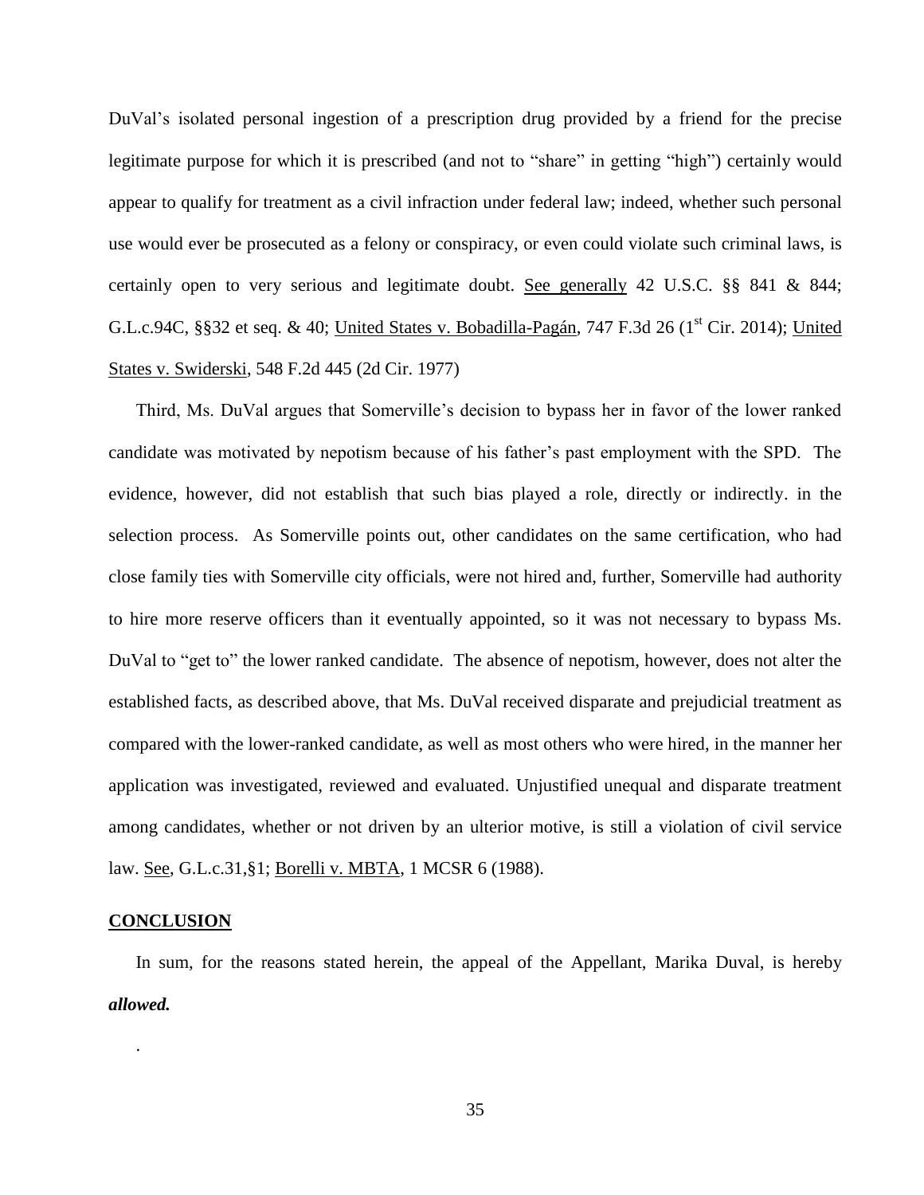DuVal's isolated personal ingestion of a prescription drug provided by a friend for the precise legitimate purpose for which it is prescribed (and not to "share" in getting "high") certainly would appear to qualify for treatment as a civil infraction under federal law; indeed, whether such personal use would ever be prosecuted as a felony or conspiracy, or even could violate such criminal laws, is certainly open to very serious and legitimate doubt. See generally 42 U.S.C. §§ 841 & 844; G.L.c.94C, §§32 et seq. & 40; United States v. Bobadilla-Pagán, 747 F.3d 26 (1st Cir. 2014); United States v. Swiderski, 548 F.2d 445 (2d Cir. 1977)

Third, Ms. DuVal argues that Somerville's decision to bypass her in favor of the lower ranked candidate was motivated by nepotism because of his father's past employment with the SPD. The evidence, however, did not establish that such bias played a role, directly or indirectly. in the selection process. As Somerville points out, other candidates on the same certification, who had close family ties with Somerville city officials, were not hired and, further, Somerville had authority to hire more reserve officers than it eventually appointed, so it was not necessary to bypass Ms. DuVal to "get to" the lower ranked candidate. The absence of nepotism, however, does not alter the established facts, as described above, that Ms. DuVal received disparate and prejudicial treatment as compared with the lower-ranked candidate, as well as most others who were hired, in the manner her application was investigated, reviewed and evaluated. Unjustified unequal and disparate treatment among candidates, whether or not driven by an ulterior motive, is still a violation of civil service law. See, G.L.c.31,§1; Borelli v. MBTA, 1 MCSR 6 (1988).

## CONCLUSION

In sum, for the reasons stated herein, the appeal of the Appellant, Marika Duval, is hereby ***allowed.***

.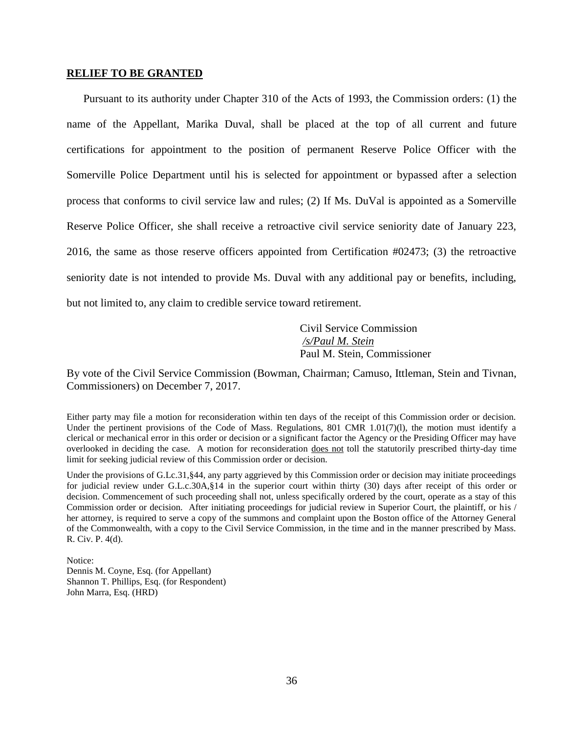**RELIEF TO BE GRANTED**

Pursuant to its authority under Chapter 310 of the Acts of 1993, the Commission orders: (1) the name of the Appellant, Marika Duval, shall be placed at the top of all current and future certifications for appointment to the position of permanent Reserve Police Officer with the Somerville Police Department until his is selected for appointment or bypassed after a selection process that conforms to civil service law and rules; (2) If Ms. DuVal is appointed as a Somerville Reserve Police Officer, she shall receive a retroactive civil service seniority date of January 223, 2016, the same as those reserve officers appointed from Certification #02473; (3) the retroactive seniority date is not intended to provide Ms. Duval with any additional pay or benefits, including, but not limited to, any claim to credible service toward retirement.

Civil Service Commission
*/s/Paul M. Stein*
Paul M. Stein, Commissioner

By vote of the Civil Service Commission (Bowman, Chairman; Camuso, Ittleman, Stein and Tivnan, Commissioners) on December 7, 2017.

Either party may file a motion for reconsideration within ten days of the receipt of this Commission order or decision. Under the pertinent provisions of the Code of Mass. Regulations, 801 CMR 1.01(7)(l), the motion must identify a clerical or mechanical error in this order or decision or a significant factor the Agency or the Presiding Officer may have overlooked in deciding the case. A motion for reconsideration does not toll the statutorily prescribed thirty-day time limit for seeking judicial review of this Commission order or decision.

Under the provisions of G.Lc.31,§44, any party aggrieved by this Commission order or decision may initiate proceedings for judicial review under G.L.c.30A,§14 in the superior court within thirty (30) days after receipt of this order or decision. Commencement of such proceeding shall not, unless specifically ordered by the court, operate as a stay of this Commission order or decision. After initiating proceedings for judicial review in Superior Court, the plaintiff, or his / her attorney, is required to serve a copy of the summons and complaint upon the Boston office of the Attorney General of the Commonwealth, with a copy to the Civil Service Commission, in the time and in the manner prescribed by Mass. R. Civ. P. 4(d).

Notice:
Dennis M. Coyne, Esq. (for Appellant)
Shannon T. Phillips, Esq. (for Respondent)
John Marra, Esq. (HRD)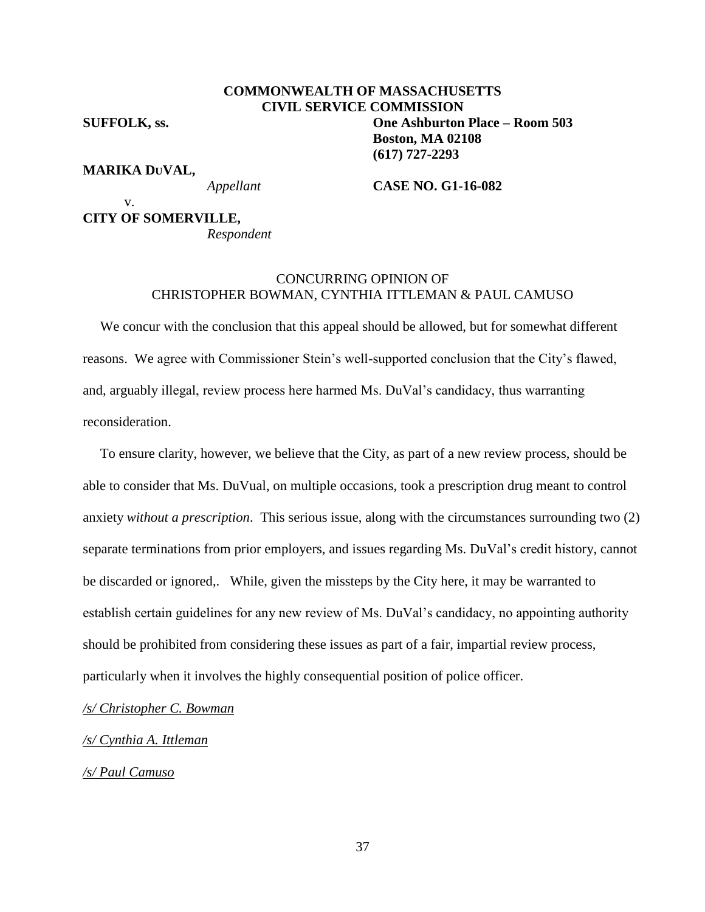**COMMONWEALTH OF MASSACHUSETTS**
**CIVIL SERVICE COMMISSION**

**SUFFOLK, ss.**

**One Ashburton Place – Room 503**
**Boston, MA 02108**
**(617) 727-2293**

**MARIKA DUVAL,**
*Appellant*

**CASE NO. G1-16-082**

v.

**CITY OF SOMERVILLE,**
*Respondent*

CONCURRING OPINION OF
CHRISTOPHER BOWMAN, CYNTHIA ITTLEMAN & PAUL CAMUSO

We concur with the conclusion that this appeal should be allowed, but for somewhat different reasons. We agree with Commissioner Stein's well-supported conclusion that the City's flawed, and, arguably illegal, review process here harmed Ms. DuVal's candidacy, thus warranting reconsideration.

To ensure clarity, however, we believe that the City, as part of a new review process, should be able to consider that Ms. DuVual, on multiple occasions, took a prescription drug meant to control anxiety *without a prescription*. This serious issue, along with the circumstances surrounding two (2) separate terminations from prior employers, and issues regarding Ms. DuVal's credit history, cannot be discarded or ignored,. While, given the missteps by the City here, it may be warranted to establish certain guidelines for any new review of Ms. DuVal's candidacy, no appointing authority should be prohibited from considering these issues as part of a fair, impartial review process, particularly when it involves the highly consequential position of police officer.

*/s/ Christopher C. Bowman*

*/s/ Cynthia A. Ittleman*

*/s/ Paul Camuso*